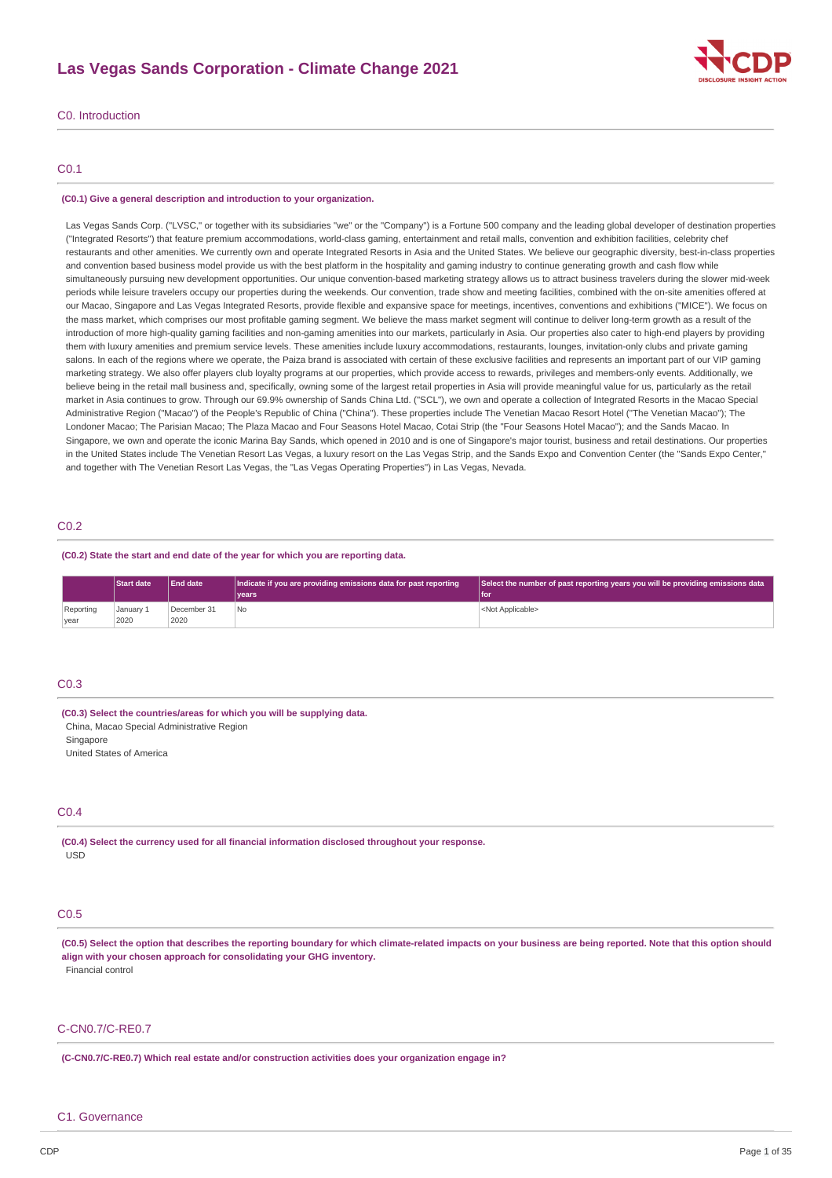# Las Vegas Sands Corporation - Climate Change 2021

## C0. Introduction

### C0.1

**(C0.1) Give a general description and introduction to your organization.**

Las Vegas Sands Corp. ("LVSC," or together with its subsidiaries "we" or the "Company") is a Fortune 500 company and the leading global developer of destination properties ("Integrated Resorts") that feature premium accommodations, world-class gaming, entertainment and retail malls, convention and exhibition facilities, celebrity chef restaurants and other amenities. We currently own and operate Integrated Resorts in Asia and the United States. We believe our geographic diversity, best-in-class properties and convention based business model provide us with the best platform in the hospitality and gaming industry to continue generating growth and cash flow while simultaneously pursuing new development opportunities. Our unique convention-based marketing strategy allows us to attract business travelers during the slower mid-week periods while leisure travelers occupy our properties during the weekends. Our convention, trade show and meeting facilities, combined with the on-site amenities offered at our Macao, Singapore and Las Vegas Integrated Resorts, provide flexible and expansive space for meetings, incentives, conventions and exhibitions ("MICE"). We focus on the mass market, which comprises our most profitable gaming segment. We believe the mass market segment will continue to deliver long-term growth as a result of the introduction of more high-quality gaming facilities and non-gaming amenities into our markets, particularly in Asia. Our properties also cater to high-end players by providing them with luxury amenities and premium service levels. These amenities include luxury accommodations, restaurants, lounges, invitation-only clubs and private gaming salons. In each of the regions where we operate, the Paiza brand is associated with certain of these exclusive facilities and represents an important part of our VIP gaming marketing strategy. We also offer players club loyalty programs at our properties, which provide access to rewards, privileges and members-only events. Additionally, we believe being in the retail mall business and, specifically, owning some of the largest retail properties in Asia will provide meaningful value for us, particularly as the retail market in Asia continues to grow. Through our 69.9% ownership of Sands China Ltd. ("SCL"), we own and operate a collection of Integrated Resorts in the Macao Special Administrative Region ("Macao") of the People's Republic of China ("China"). These properties include The Venetian Macao Resort Hotel ("The Venetian Macao"); The Londoner Macao; The Parisian Macao; The Plaza Macao and Four Seasons Hotel Macao, Cotai Strip (the "Four Seasons Hotel Macao"); and the Sands Macao. In Singapore, we own and operate the iconic Marina Bay Sands, which opened in 2010 and is one of Singapore's major tourist, business and retail destinations. Our properties in the United States include The Venetian Resort Las Vegas, a luxury resort on the Las Vegas Strip, and the Sands Expo and Convention Center (the "Sands Expo Center," and together with The Venetian Resort Las Vegas, the "Las Vegas Operating Properties") in Las Vegas, Nevada.

### C0.2

**(C0.2) State the start and end date of the year for which you are reporting data.**

| | Start date | End date | Indicate if you are providing emissions data for past reporting years | Select the number of past reporting years you will be providing emissions data for |
|---|---|---|---|---|
| Reporting year | January 1 2020 | December 31 2020 | No | <Not Applicable> |

### C0.3

**(C0.3) Select the countries/areas for which you will be supplying data.**

China, Macao Special Administrative Region
Singapore
United States of America

### C0.4

**(C0.4) Select the currency used for all financial information disclosed throughout your response.**

USD

### C0.5

**(C0.5) Select the option that describes the reporting boundary for which climate-related impacts on your business are being reported. Note that this option should align with your chosen approach for consolidating your GHG inventory.**

Financial control

### C-CN0.7/C-RE0.7

**(C-CN0.7/C-RE0.7) Which real estate and/or construction activities does your organization engage in?**

## C1. Governance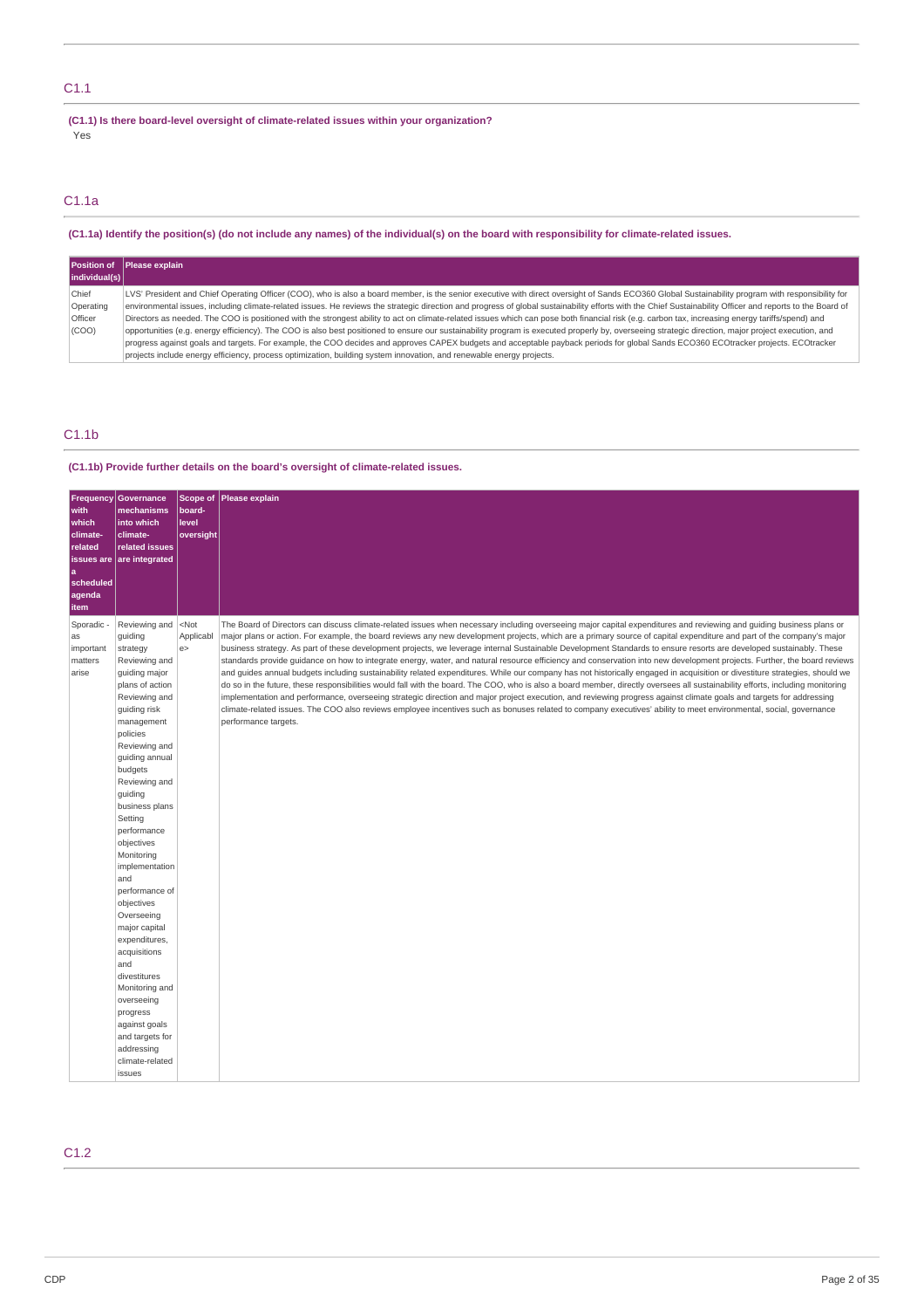## C1.1

**(C1.1) Is there board-level oversight of climate-related issues within your organization?**

Yes

## C1.1a

**(C1.1a) Identify the position(s) (do not include any names) of the individual(s) on the board with responsibility for climate-related issues.**

| Position of individual(s) | Please explain |
|---|---|
| Chief Operating Officer (COO) | LVS' President and Chief Operating Officer (COO), who is also a board member, is the senior executive with direct oversight of Sands ECO360 Global Sustainability program with responsibility for environmental issues, including climate-related issues. He reviews the strategic direction and progress of global sustainability efforts with the Chief Sustainability Officer and reports to the Board of Directors as needed. The COO is positioned with the strongest ability to act on climate-related issues which can pose both financial risk (e.g. carbon tax, increasing energy tariffs/spend) and opportunities (e.g. energy efficiency). The COO is also best positioned to ensure our sustainability program is executed properly by, overseeing strategic direction, major project execution, and progress against goals and targets. For example, the COO decides and approves CAPEX budgets and acceptable payback periods for global Sands ECO360 ECOtracker projects. ECOtracker projects include energy efficiency, process optimization, building system innovation, and renewable energy projects. |

## C1.1b

**(C1.1b) Provide further details on the board's oversight of climate-related issues.**

| Frequency with which climate-related issues are a scheduled agenda item | Governance mechanisms into which climate-related issues are integrated | Scope of board-level oversight | Please explain |
|---|---|---|---|
| Sporadic - as important matters arise | Reviewing and guiding strategy Reviewing and guiding major plans of action Reviewing and guiding risk management policies Reviewing and guiding annual budgets Reviewing and guiding business plans Setting performance objectives Monitoring implementation and performance of objectives Overseeing major capital expenditures, acquisitions and divestitures Monitoring and overseeing progress against goals and targets for addressing climate-related issues | <Not Applicable> | The Board of Directors can discuss climate-related issues when necessary including overseeing major capital expenditures and reviewing and guiding business plans or major plans or action. For example, the board reviews any new development projects, which are a primary source of capital expenditure and part of the company's major business strategy. As part of these development projects, we leverage internal Sustainable Development Standards to ensure resorts are developed sustainably. These standards provide guidance on how to integrate energy, water, and natural resource efficiency and conservation into new development projects. Further, the board reviews and guides annual budgets including sustainability related expenditures. While our company has not historically engaged in acquisition or divestiture strategies, should we do so in the future, these responsibilities would fall with the board. The COO, who is also a board member, directly oversees all sustainability efforts, including monitoring implementation and performance, overseeing strategic direction and major project execution, and reviewing progress against climate goals and targets for addressing climate-related issues. The COO also reviews employee incentives such as bonuses related to company executives' ability to meet environmental, social, governance performance targets. |

## C1.2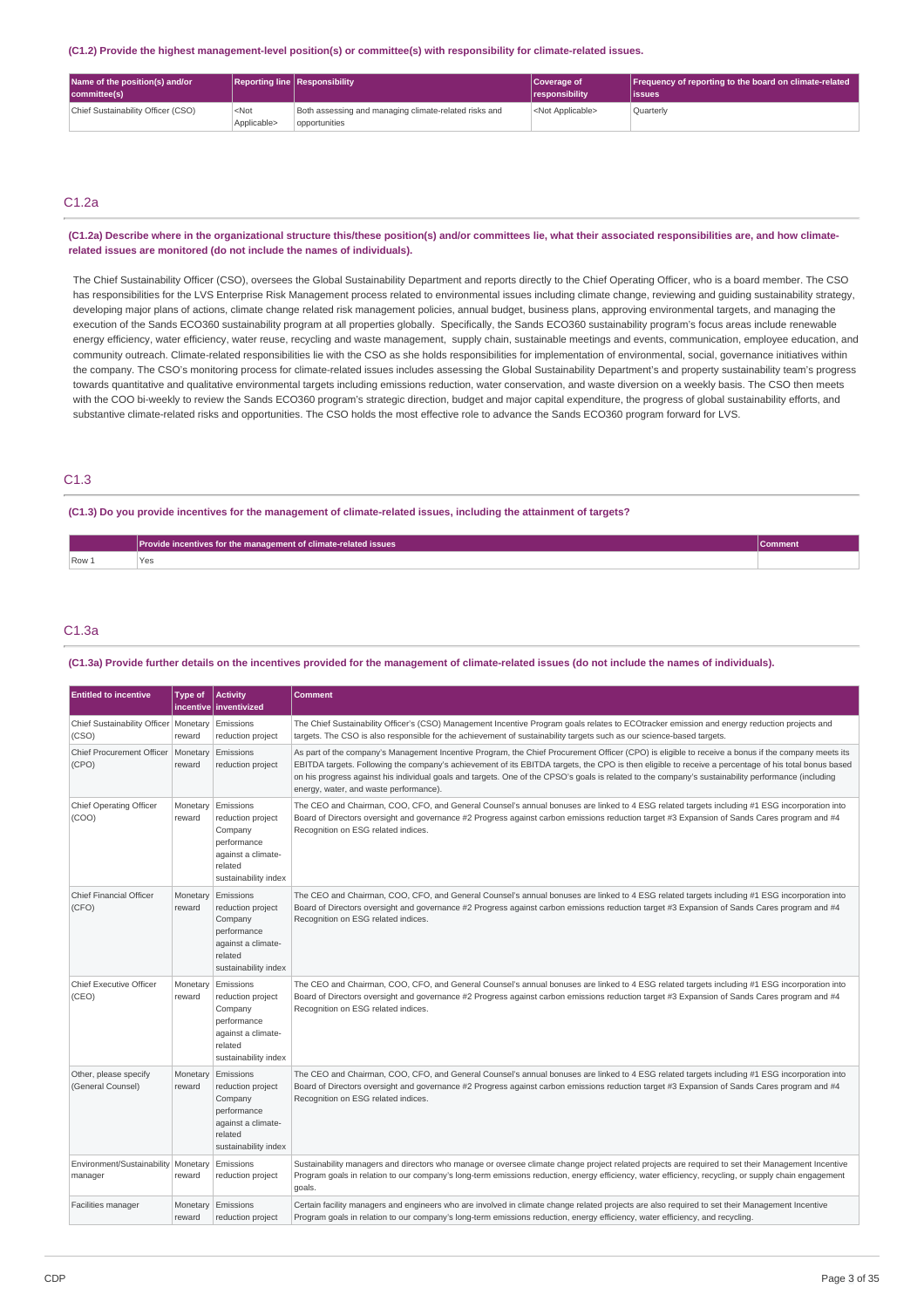**(C1.2) Provide the highest management-level position(s) or committee(s) with responsibility for climate-related issues.**

| Name of the position(s) and/or committee(s) | Reporting line | Responsibility | Coverage of responsibility | Frequency of reporting to the board on climate-related issues |
|---|---|---|---|---|
| Chief Sustainability Officer (CSO) | <Not Applicable> | Both assessing and managing climate-related risks and opportunities | <Not Applicable> | Quarterly |

## C1.2a

**(C1.2a) Describe where in the organizational structure this/these position(s) and/or committees lie, what their associated responsibilities are, and how climate-related issues are monitored (do not include the names of individuals).**

The Chief Sustainability Officer (CSO), oversees the Global Sustainability Department and reports directly to the Chief Operating Officer, who is a board member. The CSO has responsibilities for the LVS Enterprise Risk Management process related to environmental issues including climate change, reviewing and guiding sustainability strategy, developing major plans of actions, climate change related risk management policies, annual budget, business plans, approving environmental targets, and managing the execution of the Sands ECO360 sustainability program at all properties globally. Specifically, the Sands ECO360 sustainability program's focus areas include renewable energy efficiency, water efficiency, water reuse, recycling and waste management, supply chain, sustainable meetings and events, communication, employee education, and community outreach. Climate-related responsibilities lie with the CSO as she holds responsibilities for implementation of environmental, social, governance initiatives within the company. The CSO's monitoring process for climate-related issues includes assessing the Global Sustainability Department's and property sustainability team's progress towards quantitative and qualitative environmental targets including emissions reduction, water conservation, and waste diversion on a weekly basis. The CSO then meets with the COO bi-weekly to review the Sands ECO360 program's strategic direction, budget and major capital expenditure, the progress of global sustainability efforts, and substantive climate-related risks and opportunities. The CSO holds the most effective role to advance the Sands ECO360 program forward for LVS.

## C1.3

**(C1.3) Do you provide incentives for the management of climate-related issues, including the attainment of targets?**

| | Provide incentives for the management of climate-related issues | Comment |
|---|---|---|
| Row 1 | Yes | |

## C1.3a

**(C1.3a) Provide further details on the incentives provided for the management of climate-related issues (do not include the names of individuals).**

| Entitled to incentive | Type of incentive | Activity inventivized | Comment |
|---|---|---|---|
| Chief Sustainability Officer (CSO) | Monetary reward | Emissions reduction project | The Chief Sustainability Officer's (CSO) Management Incentive Program goals relates to ECOtracker emission and energy reduction projects and targets. The CSO is also responsible for the achievement of sustainability targets such as our science-based targets. |
| Chief Procurement Officer (CPO) | Monetary reward | Emissions reduction project | As part of the company's Management Incentive Program, the Chief Procurement Officer (CPO) is eligible to receive a bonus if the company meets its EBITDA targets. Following the company's achievement of its EBITDA targets, the CPO is then eligible to receive a percentage of his total bonus based on his progress against his individual goals and targets. One of the CPSO's goals is related to the company's sustainability performance (including energy, water, and waste performance). |
| Chief Operating Officer (COO) | Monetary reward | Emissions reduction project Company performance against a climate-related sustainability index | The CEO and Chairman, COO, CFO, and General Counsel's annual bonuses are linked to 4 ESG related targets including #1 ESG incorporation into Board of Directors oversight and governance #2 Progress against carbon emissions reduction target #3 Expansion of Sands Cares program and #4 Recognition on ESG related indices. |
| Chief Financial Officer (CFO) | Monetary reward | Emissions reduction project Company performance against a climate-related sustainability index | The CEO and Chairman, COO, CFO, and General Counsel's annual bonuses are linked to 4 ESG related targets including #1 ESG incorporation into Board of Directors oversight and governance #2 Progress against carbon emissions reduction target #3 Expansion of Sands Cares program and #4 Recognition on ESG related indices. |
| Chief Executive Officer (CEO) | Monetary reward | Emissions reduction project Company performance against a climate-related sustainability index | The CEO and Chairman, COO, CFO, and General Counsel's annual bonuses are linked to 4 ESG related targets including #1 ESG incorporation into Board of Directors oversight and governance #2 Progress against carbon emissions reduction target #3 Expansion of Sands Cares program and #4 Recognition on ESG related indices. |
| Other, please specify (General Counsel) | Monetary reward | Emissions reduction project Company performance against a climate-related sustainability index | The CEO and Chairman, COO, CFO, and General Counsel's annual bonuses are linked to 4 ESG related targets including #1 ESG incorporation into Board of Directors oversight and governance #2 Progress against carbon emissions reduction target #3 Expansion of Sands Cares program and #4 Recognition on ESG related indices. |
| Environment/Sustainability manager | Monetary reward | Emissions reduction project | Sustainability managers and directors who manage or oversee climate change project related projects are required to set their Management Incentive Program goals in relation to our company's long-term emissions reduction, energy efficiency, water efficiency, recycling, or supply chain engagement goals. |
| Facilities manager | Monetary reward | Emissions reduction project | Certain facility managers and engineers who are involved in climate change related projects are also required to set their Management Incentive Program goals in relation to our company's long-term emissions reduction, energy efficiency, water efficiency, and recycling. |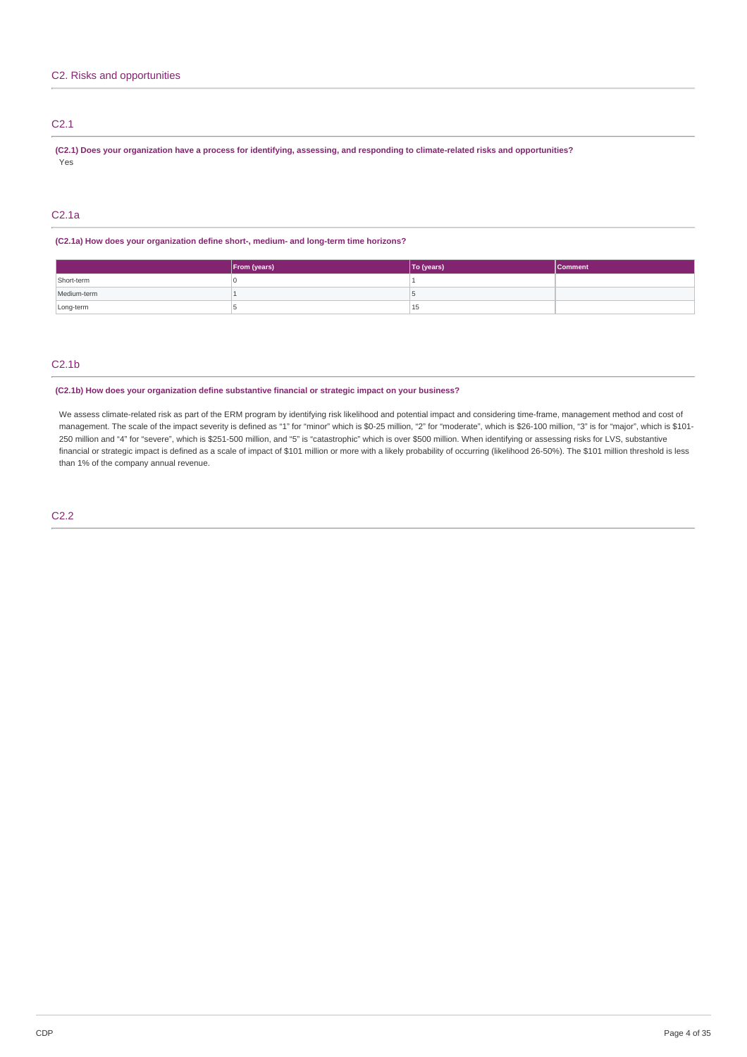## C2. Risks and opportunities

### C2.1

**(C2.1) Does your organization have a process for identifying, assessing, and responding to climate-related risks and opportunities?**

Yes

### C2.1a

**(C2.1a) How does your organization define short-, medium- and long-term time horizons?**

| | From (years) | To (years) | Comment |
|---|---|---|---|
| Short-term | 0 | 1 | |
| Medium-term | 1 | 5 | |
| Long-term | 5 | 15 | |

### C2.1b

**(C2.1b) How does your organization define substantive financial or strategic impact on your business?**

We assess climate-related risk as part of the ERM program by identifying risk likelihood and potential impact and considering time-frame, management method and cost of management. The scale of the impact severity is defined as "1" for "minor" which is $0-25 million, "2" for "moderate", which is $26-100 million, "3" is for "major", which is $101-250 million and "4" for "severe", which is $251-500 million, and "5" is "catastrophic" which is over $500 million. When identifying or assessing risks for LVS, substantive financial or strategic impact is defined as a scale of impact of $101 million or more with a likely probability of occurring (likelihood 26-50%). The $101 million threshold is less than 1% of the company annual revenue.

### C2.2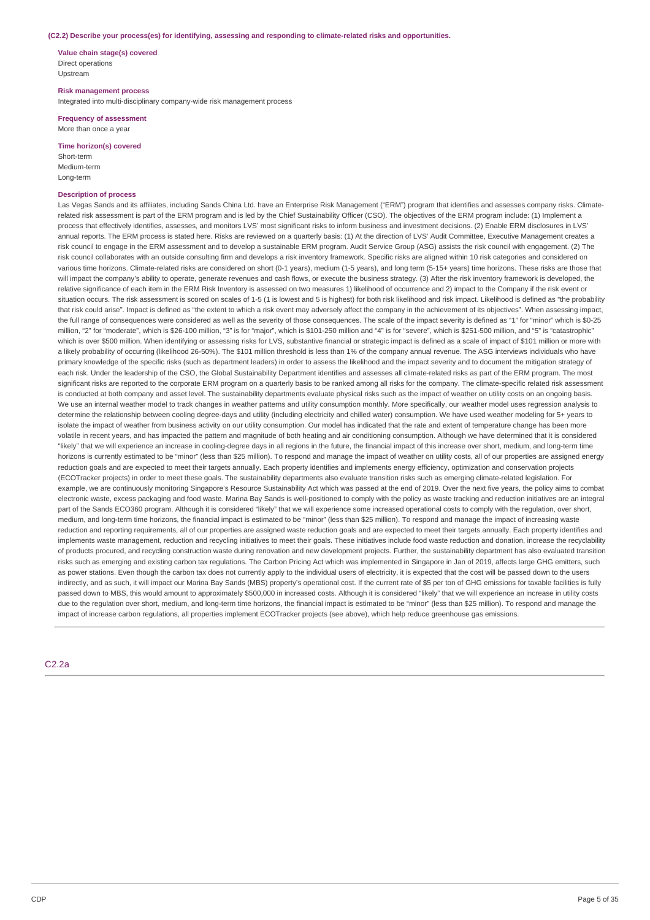**(C2.2) Describe your process(es) for identifying, assessing and responding to climate-related risks and opportunities.**

**Value chain stage(s) covered**
Direct operations
Upstream

**Risk management process**
Integrated into multi-disciplinary company-wide risk management process

**Frequency of assessment**
More than once a year

**Time horizon(s) covered**
Short-term
Medium-term
Long-term

**Description of process**
Las Vegas Sands and its affiliates, including Sands China Ltd. have an Enterprise Risk Management ("ERM") program that identifies and assesses company risks. Climate-related risk assessment is part of the ERM program and is led by the Chief Sustainability Officer (CSO). The objectives of the ERM program include: (1) Implement a process that effectively identifies, assesses, and monitors LVS' most significant risks to inform business and investment decisions. (2) Enable ERM disclosures in LVS' annual reports. The ERM process is stated here. Risks are reviewed on a quarterly basis: (1) At the direction of LVS' Audit Committee, Executive Management creates a risk council to engage in the ERM assessment and to develop a sustainable ERM program. Audit Service Group (ASG) assists the risk council with engagement. (2) The risk council collaborates with an outside consulting firm and develops a risk inventory framework. Specific risks are aligned within 10 risk categories and considered on various time horizons. Climate-related risks are considered on short (0-1 years), medium (1-5 years), and long term (5-15+ years) time horizons. These risks are those that will impact the company's ability to operate, generate revenues and cash flows, or execute the business strategy. (3) After the risk inventory framework is developed, the relative significance of each item in the ERM Risk Inventory is assessed on two measures 1) likelihood of occurrence and 2) impact to the Company if the risk event or situation occurs. The risk assessment is scored on scales of 1-5 (1 is lowest and 5 is highest) for both risk likelihood and risk impact. Likelihood is defined as "the probability that risk could arise". Impact is defined as "the extent to which a risk event may adversely affect the company in the achievement of its objectives". When assessing impact, the full range of consequences were considered as well as the severity of those consequences. The scale of the impact severity is defined as "1" for "minor" which is $0-25 million, "2" for "moderate", which is $26-100 million, "3" is for "major", which is $101-250 million and "4" is for "severe", which is $251-500 million, and "5" is "catastrophic" which is over $500 million. When identifying or assessing risks for LVS, substantive financial or strategic impact is defined as a scale of impact of $101 million or more with a likely probability of occurring (likelihood 26-50%). The $101 million threshold is less than 1% of the company annual revenue. The ASG interviews individuals who have primary knowledge of the specific risks (such as department leaders) in order to assess the likelihood and the impact severity and to document the mitigation strategy of each risk. Under the leadership of the CSO, the Global Sustainability Department identifies and assesses all climate-related risks as part of the ERM program. The most significant risks are reported to the corporate ERM program on a quarterly basis to be ranked among all risks for the company. The climate-specific related risk assessment is conducted at both company and asset level. The sustainability departments evaluate physical risks such as the impact of weather on utility costs on an ongoing basis. We use an internal weather model to track changes in weather patterns and utility consumption monthly. More specifically, our weather model uses regression analysis to determine the relationship between cooling degree-days and utility (including electricity and chilled water) consumption. We have used weather modeling for 5+ years to isolate the impact of weather from business activity on our utility consumption. Our model has indicated that the rate and extent of temperature change has been more volatile in recent years, and has impacted the pattern and magnitude of both heating and air conditioning consumption. Although we have determined that it is considered "likely" that we will experience an increase in cooling-degree days in all regions in the future, the financial impact of this increase over short, medium, and long-term time horizons is currently estimated to be "minor" (less than $25 million). To respond and manage the impact of weather on utility costs, all of our properties are assigned energy reduction goals and are expected to meet their targets annually. Each property identifies and implements energy efficiency, optimization and conservation projects (ECOTracker projects) in order to meet these goals. The sustainability departments also evaluate transition risks such as emerging climate-related legislation. For example, we are continuously monitoring Singapore's Resource Sustainability Act which was passed at the end of 2019. Over the next five years, the policy aims to combat electronic waste, excess packaging and food waste. Marina Bay Sands is well-positioned to comply with the policy as waste tracking and reduction initiatives are an integral part of the Sands ECO360 program. Although it is considered "likely" that we will experience some increased operational costs to comply with the regulation, over short, medium, and long-term time horizons, the financial impact is estimated to be "minor" (less than $25 million). To respond and manage the impact of increasing waste reduction and reporting requirements, all of our properties are assigned waste reduction goals and are expected to meet their targets annually. Each property identifies and implements waste management, reduction and recycling initiatives to meet their goals. These initiatives include food waste reduction and donation, increase the recyclability of products procured, and recycling construction waste during renovation and new development projects. Further, the sustainability department has also evaluated transition risks such as emerging and existing carbon tax regulations. The Carbon Pricing Act which was implemented in Singapore in Jan of 2019, affects large GHG emitters, such as power stations. Even though the carbon tax does not currently apply to the individual users of electricity, it is expected that the cost will be passed down to the users indirectly, and as such, it will impact our Marina Bay Sands (MBS) property's operational cost. If the current rate of $5 per ton of GHG emissions for taxable facilities is fully passed down to MBS, this would amount to approximately $500,000 in increased costs. Although it is considered "likely" that we will experience an increase in utility costs due to the regulation over short, medium, and long-term time horizons, the financial impact is estimated to be "minor" (less than $25 million). To respond and manage the impact of increase carbon regulations, all properties implement ECOTracker projects (see above), which help reduce greenhouse gas emissions.

## C2.2a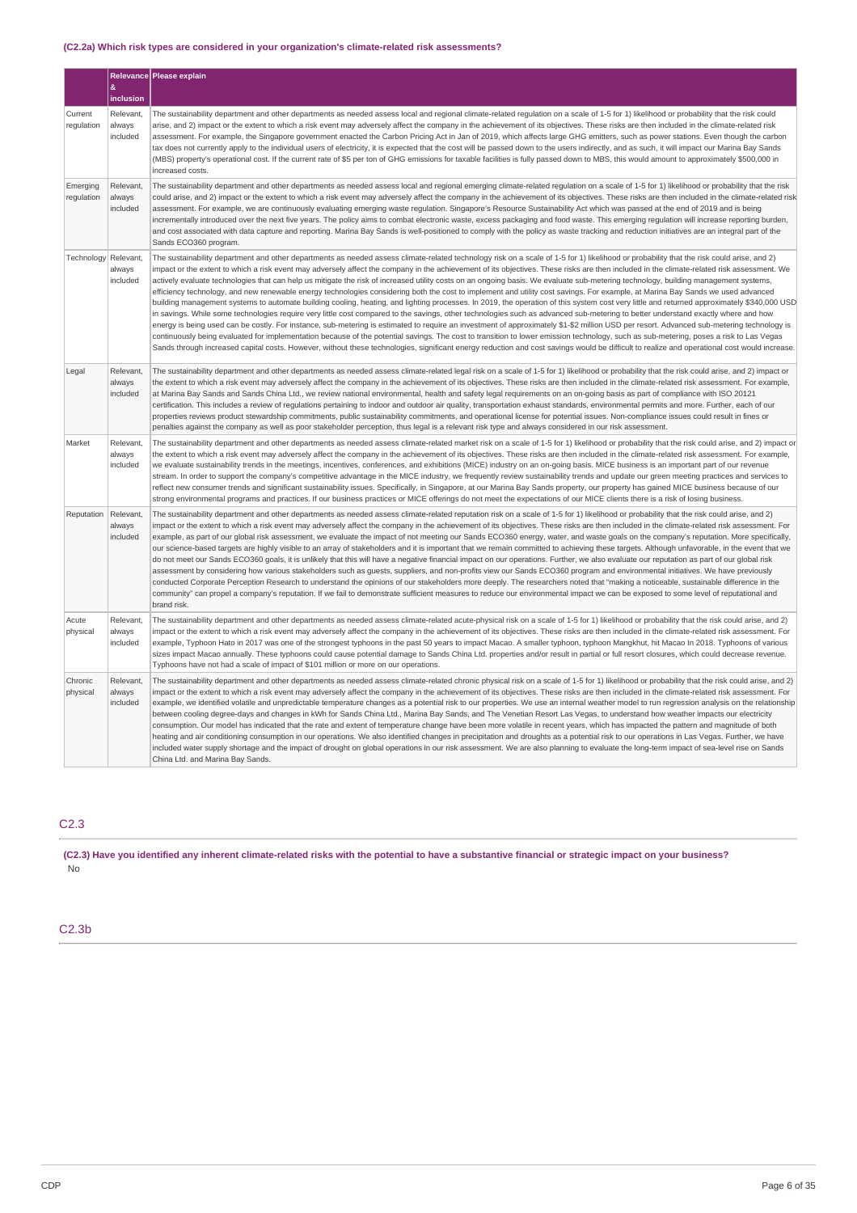### (C2.2a) Which risk types are considered in your organization's climate-related risk assessments?

| | Relevance & inclusion | Please explain |
|---|---|---|
| Current regulation | Relevant, always included | The sustainability department and other departments as needed assess local and regional climate-related regulation on a scale of 1-5 for 1) likelihood or probability that the risk could arise, and 2) impact or the extent to which a risk event may adversely affect the company in the achievement of its objectives. These risks are then included in the climate-related risk assessment. For example, the Singapore government enacted the Carbon Pricing Act in Jan of 2019, which affects large GHG emitters, such as power stations. Even though the carbon tax does not currently apply to the individual users of electricity, it is expected that the cost will be passed down to the users indirectly, and as such, it will impact our Marina Bay Sands (MBS) property's operational cost. If the current rate of $5 per ton of GHG emissions for taxable facilities is fully passed down to MBS, this would amount to approximately $500,000 in increased costs. |
| Emerging regulation | Relevant, always included | The sustainability department and other departments as needed assess local and regional emerging climate-related regulation on a scale of 1-5 for 1) likelihood or probability that the risk could arise, and 2) impact or the extent to which a risk event may adversely affect the company in the achievement of its objectives. These risks are then included in the climate-related risk assessment. For example, we are continuously evaluating emerging waste regulation. Singapore's Resource Sustainability Act which was passed at the end of 2019 and is being incrementally introduced over the next five years. The policy aims to combat electronic waste, excess packaging and food waste. This emerging regulation will increase reporting burden, and cost associated with data capture and reporting. Marina Bay Sands is well-positioned to comply with the policy as waste tracking and reduction initiatives are an integral part of the Sands ECO360 program. |
| Technology | Relevant, always included | The sustainability department and other departments as needed assess climate-related technology risk on a scale of 1-5 for 1) likelihood or probability that the risk could arise, and 2) impact or the extent to which a risk event may adversely affect the company in the achievement of its objectives. These risks are then included in the climate-related risk assessment. We actively evaluate technologies that can help us mitigate the risk of increased utility costs on an ongoing basis. We evaluate sub-metering technology, building management systems, efficiency technology, and new renewable energy technologies considering both the cost to implement and utility cost savings. For example, at Marina Bay Sands we used advanced building management systems to automate building cooling, heating, and lighting processes. In 2019, the operation of this system cost very little and returned approximately $340,000 USD in savings. While some technologies require very little cost compared to the savings, other technologies such as advanced sub-metering to better understand exactly where and how energy is being used can be costly. For instance, sub-metering is estimated to require an investment of approximately $1-$2 million USD per resort. Advanced sub-metering technology is continuously being evaluated for implementation because of the potential savings. The cost to transition to lower emission technology, such as sub-metering, poses a risk to Las Vegas Sands through increased capital costs. However, without these technologies, significant energy reduction and cost savings would be difficult to realize and operational cost would increase. |
| Legal | Relevant, always included | The sustainability department and other departments as needed assess climate-related legal risk on a scale of 1-5 for 1) likelihood or probability that the risk could arise, and 2) impact or the extent to which a risk event may adversely affect the company in the achievement of its objectives. These risks are then included in the climate-related risk assessment. For example, at Marina Bay Sands and Sands China Ltd., we review national environmental, health and safety legal requirements on an on-going basis as part of compliance with ISO 20121 certification. This includes a review of regulations pertaining to indoor and outdoor air quality, transportation exhaust standards, environmental permits and more. Further, each of our properties reviews product stewardship commitments, public sustainability commitments, and operational license for potential issues. Non-compliance issues could result in fines or penalties against the company as well as poor stakeholder perception, thus legal is a relevant risk type and always considered in our risk assessment. |
| Market | Relevant, always included | The sustainability department and other departments as needed assess climate-related market risk on a scale of 1-5 for 1) likelihood or probability that the risk could arise, and 2) impact or the extent to which a risk event may adversely affect the company in the achievement of its objectives. These risks are then included in the climate-related risk assessment. For example, we evaluate sustainability trends in the meetings, incentives, conferences, and exhibitions (MICE) industry on an on-going basis. MICE business is an important part of our revenue stream. In order to support the company's competitive advantage in the MICE industry, we frequently review sustainability trends and update our green meeting practices and services to reflect new consumer trends and significant sustainability issues. Specifically, in Singapore, at our Marina Bay Sands property, our property has gained MICE business because of our strong environmental programs and practices. If our business practices or MICE offerings do not meet the expectations of our MICE clients there is a risk of losing business. |
| Reputation | Relevant, always included | The sustainability department and other departments as needed assess climate-related reputation risk on a scale of 1-5 for 1) likelihood or probability that the risk could arise, and 2) impact or the extent to which a risk event may adversely affect the company in the achievement of its objectives. These risks are then included in the climate-related risk assessment. For example, as part of our global risk assessment, we evaluate the impact of not meeting our Sands ECO360 energy, water, and waste goals on the company's reputation. More specifically, our science-based targets are highly visible to an array of stakeholders and it is important that we remain committed to achieving these targets. Although unfavorable, in the event that we do not meet our Sands ECO360 goals, it is unlikely that this will have a negative financial impact on our operations. Further, we also evaluate our reputation as part of our global risk assessment by considering how various stakeholders such as guests, suppliers, and non-profits view our Sands ECO360 program and environmental initiatives. We have previously conducted Corporate Perception Research to understand the opinions of our stakeholders more deeply. The researchers noted that "making a noticeable, sustainable difference in the community" can propel a company's reputation. If we fail to demonstrate sufficient measures to reduce our environmental impact we can be exposed to some level of reputational and brand risk. |
| Acute physical | Relevant, always included | The sustainability department and other departments as needed assess climate-related acute-physical risk on a scale of 1-5 for 1) likelihood or probability that the risk could arise, and 2) impact or the extent to which a risk event may adversely affect the company in the achievement of its objectives. These risks are then included in the climate-related risk assessment. For example, Typhoon Hato in 2017 was one of the strongest typhoons in the past 50 years to impact Macao. A smaller typhoon, typhoon Mangkhut, hit Macao In 2018. Typhoons of various sizes impact Macao annually. These typhoons could cause potential damage to Sands China Ltd. properties and/or result in partial or full resort closures, which could decrease revenue. Typhoons have not had a scale of impact of $101 million or more on our operations. |
| Chronic physical | Relevant, always included | The sustainability department and other departments as needed assess climate-related chronic physical risk on a scale of 1-5 for 1) likelihood or probability that the risk could arise, and 2) impact or the extent to which a risk event may adversely affect the company in the achievement of its objectives. These risks are then included in the climate-related risk assessment. For example, we identified volatile and unpredictable temperature changes as a potential risk to our properties. We use an internal weather model to run regression analysis on the relationship between cooling degree-days and changes in kWh for Sands China Ltd., Marina Bay Sands, and The Venetian Resort Las Vegas, to understand how weather impacts our electricity consumption. Our model has indicated that the rate and extent of temperature change have been more volatile in recent years, which has impacted the pattern and magnitude of both heating and air conditioning consumption in our operations. We also identified changes in precipitation and droughts as a potential risk to our operations in Las Vegas. Further, we have included water supply shortage and the impact of drought on global operations in our risk assessment. We are also planning to evaluate the long-term impact of sea-level rise on Sands China Ltd. and Marina Bay Sands. |

## C2.3

**(C2.3) Have you identified any inherent climate-related risks with the potential to have a substantive financial or strategic impact on your business?**

No

## C2.3b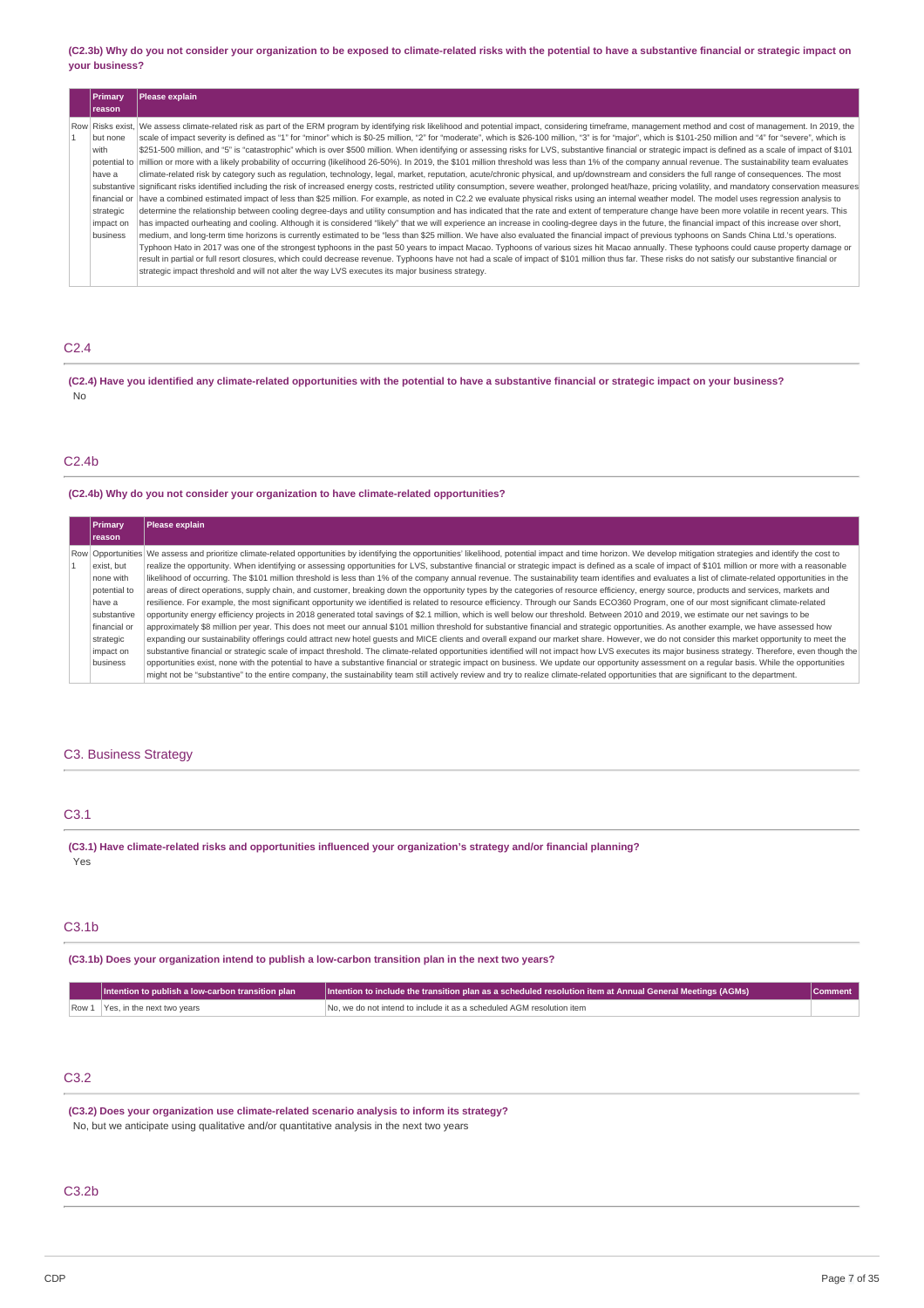**(C2.3b) Why do you not consider your organization to be exposed to climate-related risks with the potential to have a substantive financial or strategic impact on your business?**

| | Primary reason | Please explain |
|---|---|---|
| Row 1 | Risks exist, but none with potential to have a substantive financial or strategic impact on business | We assess climate-related risk as part of the ERM program by identifying risk likelihood and potential impact, considering timeframe, management method and cost of management. In 2019, the scale of impact severity is defined as "1" for "minor" which is $0-25 million, "2" for "moderate", which is $26-100 million, "3" is for "major", which is $101-250 million and "4" for "severe", which is $251-500 million, and "5" is "catastrophic" which is over $500 million. When identifying or assessing risks for LVS, substantive financial or strategic impact is defined as a scale of impact of $101 million or more with a likely probability of occurring (likelihood 26-50%). In 2019, the $101 million threshold was less than 1% of the company annual revenue. The sustainability team evaluates climate-related risk by category such as regulation, technology, legal, market, reputation, acute/chronic physical, and up/downstream and considers the full range of consequences. The most significant risks identified including the risk of increased energy costs, restricted utility consumption, severe weather, prolonged heat/haze, pricing volatility, and mandatory conservation measures have a combined estimated impact of less than $25 million. For example, as noted in C2.2 we evaluate physical risks using an internal weather model. The model uses regression analysis to determine the relationship between cooling degree-days and utility consumption and has indicated that the rate and extent of temperature change have been more volatile in recent years. This has impacted ourheating and cooling. Although it is considered "likely" that we will experience an increase in cooling-degree days in the future, the financial impact of this increase over short, medium, and long-term time horizons is currently estimated to be "less than $25 million. We have also evaluated the financial impact of previous typhoons on Sands China Ltd.'s operations. Typhoon Hato in 2017 was one of the strongest typhoons in the past 50 years to impact Macao. Typhoons of various sizes hit Macao annually. These typhoons could cause property damage or result in partial or full resort closures, which could decrease revenue. Typhoons have not had a scale of impact of $101 million thus far. These risks do not satisfy our substantive financial or strategic impact threshold and will not alter the way LVS executes its major business strategy. |

## C2.4

**(C2.4) Have you identified any climate-related opportunities with the potential to have a substantive financial or strategic impact on your business?**

No

## C2.4b

**(C2.4b) Why do you not consider your organization to have climate-related opportunities?**

| | Primary reason | Please explain |
|---|---|---|
| Row 1 | Opportunities exist, but none with potential to have a substantive financial or strategic impact on business | We assess and prioritize climate-related opportunities by identifying the opportunities' likelihood, potential impact and time horizon. We develop mitigation strategies and identify the cost to realize the opportunity. When identifying or assessing opportunities for LVS, substantive financial or strategic impact is defined as a scale of impact of $101 million or more with a reasonable likelihood of occurring. The $101 million threshold is less than 1% of the company annual revenue. The sustainability team identifies and evaluates a list of climate-related opportunities in the areas of direct operations, supply chain, and customer, breaking down the opportunity types by the categories of resource efficiency, energy source, products and services, markets and resilience. For example, the most significant opportunity we identified is related to resource efficiency. Through our Sands ECO360 Program, one of our most significant climate-related opportunity energy efficiency projects in 2018 generated total savings of $2.1 million, which is well below our threshold. Between 2010 and 2019, we estimate our net savings to be approximately $8 million per year. This does not meet our annual $101 million threshold for substantive financial and strategic opportunities. As another example, we have assessed how expanding our sustainability offerings could attract new hotel guests and MICE clients and overall expand our market share. However, we do not consider this market opportunity to meet the substantive financial or strategic scale of impact threshold. The climate-related opportunities identified will not impact how LVS executes its major business strategy. Therefore, even though the opportunities exist, none with the potential to have a substantive financial or strategic impact on business. We update our opportunity assessment on a regular basis. While the opportunities might not be "substantive" to the entire company, the sustainability team still actively review and try to realize climate-related opportunities that are significant to the department. |

## C3. Business Strategy

## C3.1

**(C3.1) Have climate-related risks and opportunities influenced your organization's strategy and/or financial planning?**

Yes

## C3.1b

**(C3.1b) Does your organization intend to publish a low-carbon transition plan in the next two years?**

| | Intention to publish a low-carbon transition plan | Intention to include the transition plan as a scheduled resolution item at Annual General Meetings (AGMs) | Comment |
|---|---|---|---|
| Row 1 | Yes, in the next two years | No, we do not intend to include it as a scheduled AGM resolution item | |

## C3.2

**(C3.2) Does your organization use climate-related scenario analysis to inform its strategy?**

No, but we anticipate using qualitative and/or quantitative analysis in the next two years

## C3.2b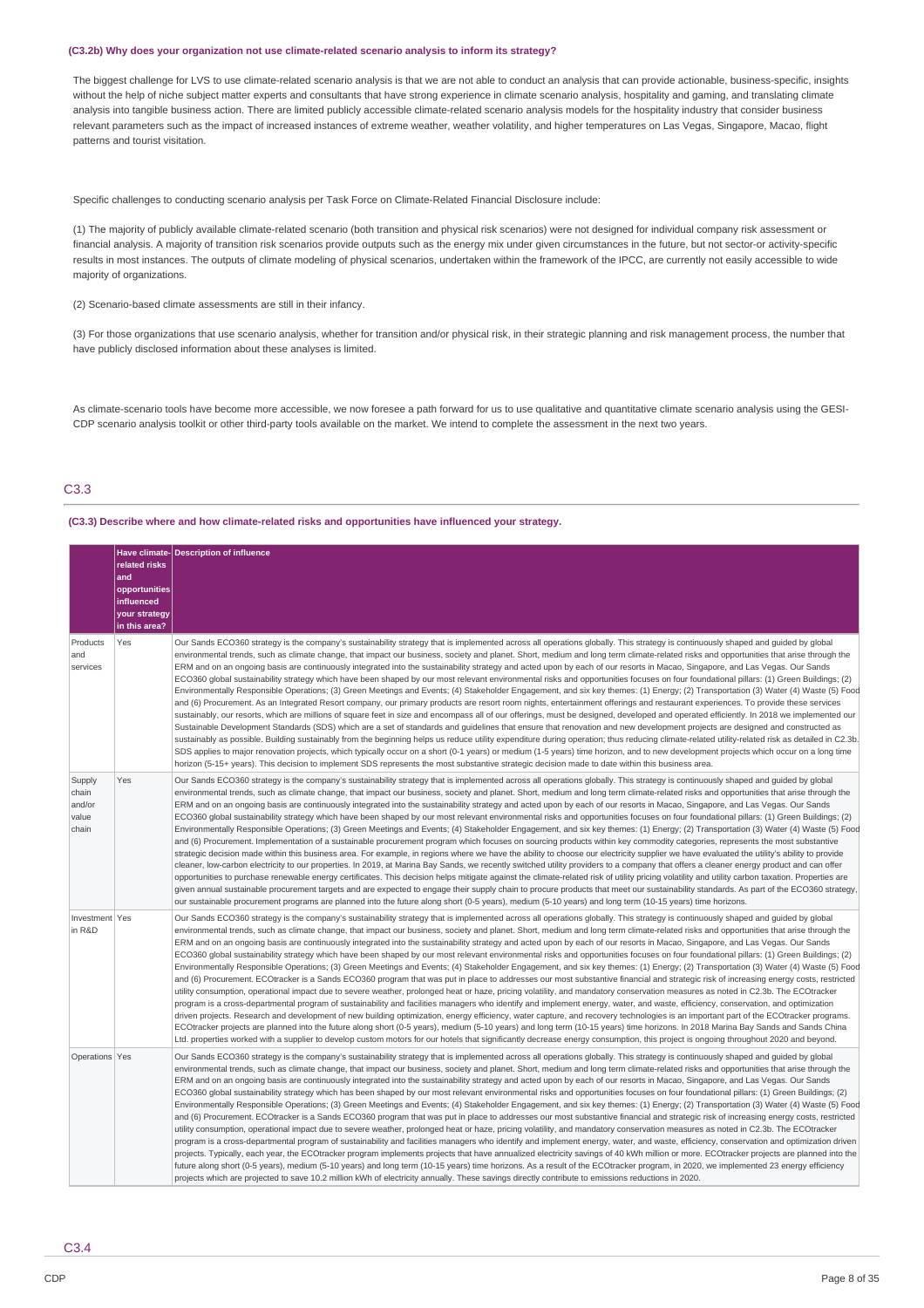**(C3.2b) Why does your organization not use climate-related scenario analysis to inform its strategy?**

The biggest challenge for LVS to use climate-related scenario analysis is that we are not able to conduct an analysis that can provide actionable, business-specific, insights without the help of niche subject matter experts and consultants that have strong experience in climate scenario analysis, hospitality and gaming, and translating climate analysis into tangible business action. There are limited publicly accessible climate-related scenario analysis models for the hospitality industry that consider business relevant parameters such as the impact of increased instances of extreme weather, weather volatility, and higher temperatures on Las Vegas, Singapore, Macao, flight patterns and tourist visitation.

Specific challenges to conducting scenario analysis per Task Force on Climate-Related Financial Disclosure include:

(1) The majority of publicly available climate-related scenario (both transition and physical risk scenarios) were not designed for individual company risk assessment or financial analysis. A majority of transition risk scenarios provide outputs such as the energy mix under given circumstances in the future, but not sector-or activity-specific results in most instances. The outputs of climate modeling of physical scenarios, undertaken within the framework of the IPCC, are currently not easily accessible to wide majority of organizations.

(2) Scenario-based climate assessments are still in their infancy.

(3) For those organizations that use scenario analysis, whether for transition and/or physical risk, in their strategic planning and risk management process, the number that have publicly disclosed information about these analyses is limited.

As climate-scenario tools have become more accessible, we now foresee a path forward for us to use qualitative and quantitative climate scenario analysis using the GESI-CDP scenario analysis toolkit or other third-party tools available on the market. We intend to complete the assessment in the next two years.

## C3.3

**(C3.3) Describe where and how climate-related risks and opportunities have influenced your strategy.**

| | Have climate-related risks and opportunities influenced your strategy in this area? | Description of influence |
|---|---|---|
| Products and services | Yes | Our Sands ECO360 strategy is the company's sustainability strategy that is implemented across all operations globally. This strategy is continuously shaped and guided by global environmental trends, such as climate change, that impact our business, society and planet. Short, medium and long term climate-related risks and opportunities that arise through the ERM and on an ongoing basis are continuously integrated into the sustainability strategy and acted upon by each of our resorts in Macao, Singapore, and Las Vegas. Our Sands ECO360 global sustainability strategy which have been shaped by our most relevant environmental risks and opportunities focuses on four foundational pillars: (1) Green Buildings; (2) Environmentally Responsible Operations; (3) Green Meetings and Events; (4) Stakeholder Engagement, and six key themes: (1) Energy; (2) Transportation (3) Water (4) Waste (5) Food and (6) Procurement. As an Integrated Resort company, our primary products are resort room nights, entertainment offerings and restaurant experiences. To provide these services sustainably, our resorts, which are millions of square feet in size and encompass all of our offerings, must be designed, developed and operated efficiently. In 2018 we implemented our Sustainable Development Standards (SDS) which are a set of standards and guidelines that ensure that renovation and new development projects are designed and constructed as sustainably as possible. Building sustainably from the beginning helps us reduce utility expenditure during operation; thus reducing climate-related utility-related risk as detailed in C2.3b. SDS applies to major renovation projects, which typically occur on a short (0-1 years) or medium (1-5 years) time horizon, and to new development projects which occur on a long time horizon (5-15+ years). This decision to implement SDS represents the most substantive strategic decision made to date within this business area. |
| Supply chain and/or value chain | Yes | Our Sands ECO360 strategy is the company's sustainability strategy that is implemented across all operations globally. This strategy is continuously shaped and guided by global environmental trends, such as climate change, that impact our business, society and planet. Short, medium and long term climate-related risks and opportunities that arise through the ERM and on an ongoing basis are continuously integrated into the sustainability strategy and acted upon by each of our resorts in Macao, Singapore, and Las Vegas. Our Sands ECO360 global sustainability strategy which have been shaped by our most relevant environmental risks and opportunities focuses on four foundational pillars: (1) Green Buildings; (2) Environmentally Responsible Operations; (3) Green Meetings and Events; (4) Stakeholder Engagement, and six key themes: (1) Energy; (2) Transportation (3) Water (4) Waste (5) Food and (6) Procurement. Implementation of a sustainable procurement program which focuses on sourcing products within key commodity categories, represents the most substantive strategic decision made within this business area. For example, in regions where we have the ability to choose our electricity supplier we have evaluated the utility's ability to provide cleaner, low-carbon electricity to our properties. In 2019, at Marina Bay Sands, we recently switched utility providers to a company that offers a cleaner energy product and can offer opportunities to purchase renewable energy certificates. This decision helps mitigate against the climate-related risk of utility pricing volatility and utility carbon taxation. Properties are given annual sustainable procurement targets and are expected to engage their supply chain to procure products that meet our sustainability standards. As part of the ECO360 strategy, our sustainable procurement programs are planned into the future along short (0-5 years), medium (5-10 years) and long term (10-15 years) time horizons. |
| Investment in R&D | Yes | Our Sands ECO360 strategy is the company's sustainability strategy that is implemented across all operations globally. This strategy is continuously shaped and guided by global environmental trends, such as climate change, that impact our business, society and planet. Short, medium and long term climate-related risks and opportunities that arise through the ERM and on an ongoing basis are continuously integrated into the sustainability strategy and acted upon by each of our resorts in Macao, Singapore, and Las Vegas. Our Sands ECO360 global sustainability strategy which have been shaped by our most relevant environmental risks and opportunities focuses on four foundational pillars: (1) Green Buildings; (2) Environmentally Responsible Operations; (3) Green Meetings and Events; (4) Stakeholder Engagement, and six key themes: (1) Energy; (2) Transportation (3) Water (4) Waste (5) Food and (6) Procurement. ECOtracker is a Sands ECO360 program that was put in place to addresses our most substantive financial and strategic risk of increasing energy costs, restricted utility consumption, operational impact due to severe weather, prolonged heat or haze, pricing volatility, and mandatory conservation measures as noted in C2.3b. The ECOtracker program is a cross-departmental program of sustainability and facilities managers who identify and implement energy, water, and waste, efficiency, conservation, and optimization driven projects. Research and development of new building optimization, energy efficiency, water capture, and recovery technologies is an important part of the ECOtracker programs. ECOtracker projects are planned into the future along short (0-5 years), medium (5-10 years) and long term (10-15 years) time horizons. In 2018 Marina Bay Sands and Sands China Ltd. properties worked with a supplier to develop custom motors for our hotels that significantly decrease energy consumption, this project is ongoing throughout 2020 and beyond. |
| Operations | Yes | Our Sands ECO360 strategy is the company's sustainability strategy that is implemented across all operations globally. This strategy is continuously shaped and guided by global environmental trends, such as climate change, that impact our business, society and planet. Short, medium and long term climate-related risks and opportunities that arise through the ERM and on an ongoing basis are continuously integrated into the sustainability strategy and acted upon by each of our resorts in Macao, Singapore, and Las Vegas. Our Sands ECO360 global sustainability strategy which has been shaped by our most relevant environmental risks and opportunities focuses on four foundational pillars: (1) Green Buildings; (2) Environmentally Responsible Operations; (3) Green Meetings and Events; (4) Stakeholder Engagement, and six key themes: (1) Energy; (2) Transportation (3) Water (4) Waste (5) Food and (6) Procurement. ECOtracker is a Sands ECO360 program that was put in place to addresses our most substantive financial and strategic risk of increasing energy costs, restricted utility consumption, operational impact due to severe weather, prolonged heat or haze, pricing volatility, and mandatory conservation measures as noted in C2.3b. The ECOtracker program is a cross-departmental program of sustainability and facilities managers who identify and implement energy, water, and waste, efficiency, conservation and optimization driven projects. Typically, each year, the ECOtracker program implements projects that have annualized electricity savings of 40 kWh million or more. ECOtracker projects are planned into the future along short (0-5 years), medium (5-10 years) and long term (10-15 years) time horizons. As a result of the ECOtracker program, in 2020, we implemented 23 energy efficiency projects which are projected to save 10.2 million kWh of electricity annually. These savings directly contribute to emissions reductions in 2020. |

## C3.4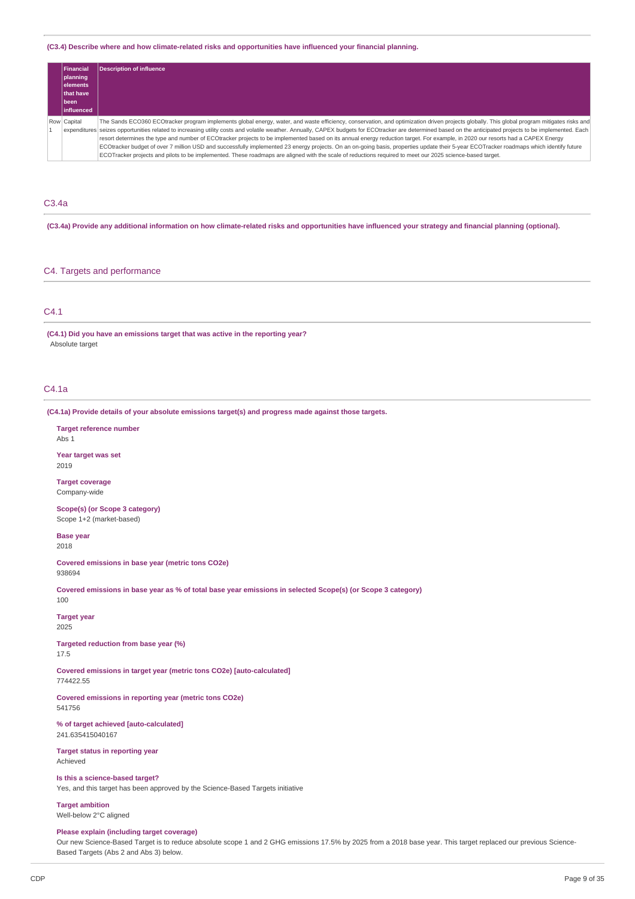**(C3.4) Describe where and how climate-related risks and opportunities have influenced your financial planning.**

| | Financial planning elements that have been influenced | Description of influence |
|---|---|---|
| Row 1 | Capital expenditures | The Sands ECO360 ECOtracker program implements global energy, water, and waste efficiency, conservation, and optimization driven projects globally. This global program mitigates risks and seizes opportunities related to increasing utility costs and volatile weather. Annually, CAPEX budgets for ECOtracker are determined based on the anticipated projects to be implemented. Each resort determines the type and number of ECOtracker projects to be implemented based on its annual energy reduction target. For example, in 2020 our resorts had a CAPEX Energy ECOtracker budget of over 7 million USD and successfully implemented 23 energy projects. On an on-going basis, properties update their 5-year ECOTracker roadmaps which identify future ECOTracker projects and pilots to be implemented. These roadmaps are aligned with the scale of reductions required to meet our 2025 science-based target. |

## C3.4a

**(C3.4a) Provide any additional information on how climate-related risks and opportunities have influenced your strategy and financial planning (optional).**

# C4. Targets and performance

## C4.1

**(C4.1) Did you have an emissions target that was active in the reporting year?**

Absolute target

## C4.1a

**(C4.1a) Provide details of your absolute emissions target(s) and progress made against those targets.**

**Target reference number**
Abs 1

**Year target was set**
2019

**Target coverage**
Company-wide

**Scope(s) (or Scope 3 category)**
Scope 1+2 (market-based)

**Base year**
2018

**Covered emissions in base year (metric tons CO2e)**
938694

**Covered emissions in base year as % of total base year emissions in selected Scope(s) (or Scope 3 category)**
100

**Target year**
2025

**Targeted reduction from base year (%)**
17.5

**Covered emissions in target year (metric tons CO2e) [auto-calculated]**
774422.55

**Covered emissions in reporting year (metric tons CO2e)**
541756

**% of target achieved [auto-calculated]**
241.635415040167

**Target status in reporting year**
Achieved

**Is this a science-based target?**
Yes, and this target has been approved by the Science-Based Targets initiative

**Target ambition**
Well-below 2°C aligned

**Please explain (including target coverage)**
Our new Science-Based Target is to reduce absolute scope 1 and 2 GHG emissions 17.5% by 2025 from a 2018 base year. This target replaced our previous Science-Based Targets (Abs 2 and Abs 3) below.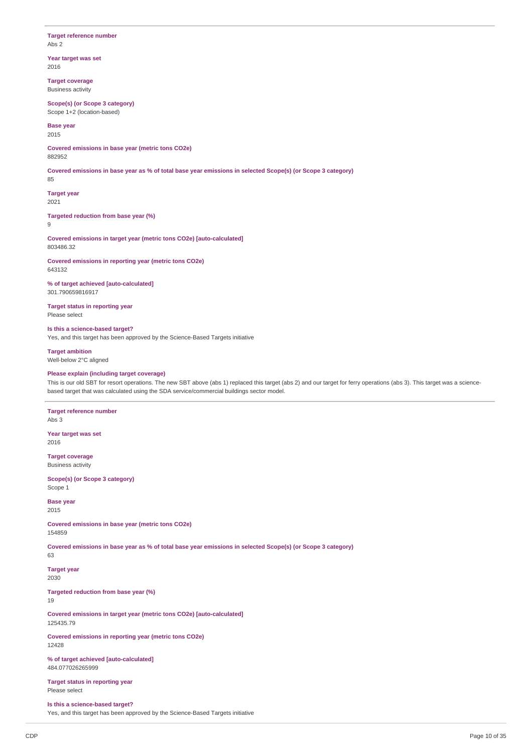**Target reference number**
Abs 2

**Year target was set**
2016

**Target coverage**
Business activity

**Scope(s) (or Scope 3 category)**
Scope 1+2 (location-based)

**Base year**
2015

**Covered emissions in base year (metric tons CO2e)**
882952

**Covered emissions in base year as % of total base year emissions in selected Scope(s) (or Scope 3 category)**
85

**Target year**
2021

**Targeted reduction from base year (%)**
9

**Covered emissions in target year (metric tons CO2e) [auto-calculated]**
803486.32

**Covered emissions in reporting year (metric tons CO2e)**
643132

**% of target achieved [auto-calculated]**
301.790659816917

**Target status in reporting year**
Please select

**Is this a science-based target?**
Yes, and this target has been approved by the Science-Based Targets initiative

**Target ambition**
Well-below 2°C aligned

**Please explain (including target coverage)**
This is our old SBT for resort operations. The new SBT above (abs 1) replaced this target (abs 2) and our target for ferry operations (abs 3). This target was a science-based target that was calculated using the SDA service/commercial buildings sector model.

---

**Target reference number**
Abs 3

**Year target was set**
2016

**Target coverage**
Business activity

**Scope(s) (or Scope 3 category)**
Scope 1

**Base year**
2015

**Covered emissions in base year (metric tons CO2e)**
154859

**Covered emissions in base year as % of total base year emissions in selected Scope(s) (or Scope 3 category)**
63

**Target year**
2030

**Targeted reduction from base year (%)**
19

**Covered emissions in target year (metric tons CO2e) [auto-calculated]**
125435.79

**Covered emissions in reporting year (metric tons CO2e)**
12428

**% of target achieved [auto-calculated]**
484.077026265999

**Target status in reporting year**
Please select

**Is this a science-based target?**
Yes, and this target has been approved by the Science-Based Targets initiative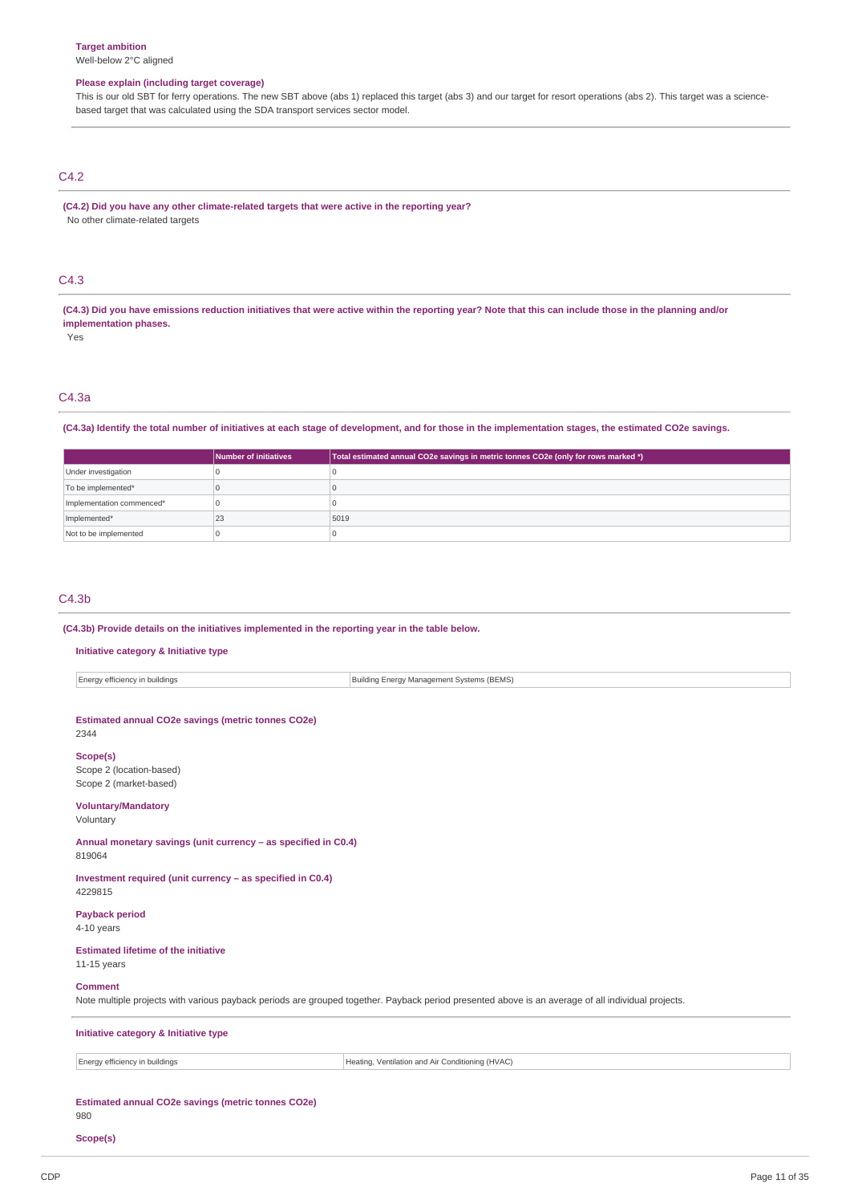**Target ambition**
Well-below 2°C aligned

**Please explain (including target coverage)**
This is our old SBT for ferry operations. The new SBT above (abs 1) replaced this target (abs 3) and our target for resort operations (abs 2). This target was a science-based target that was calculated using the SDA transport services sector model.

## C4.2

**(C4.2) Did you have any other climate-related targets that were active in the reporting year?**
No other climate-related targets

## C4.3

**(C4.3) Did you have emissions reduction initiatives that were active within the reporting year? Note that this can include those in the planning and/or implementation phases.**
Yes

## C4.3a

**(C4.3a) Identify the total number of initiatives at each stage of development, and for those in the implementation stages, the estimated CO2e savings.**

| | Number of initiatives | Total estimated annual CO2e savings in metric tonnes CO2e (only for rows marked *) |
|---|---|---|
| Under investigation | 0 | 0 |
| To be implemented* | 0 | 0 |
| Implementation commenced* | 0 | 0 |
| Implemented* | 23 | 5019 |
| Not to be implemented | 0 | 0 |

## C4.3b

**(C4.3b) Provide details on the initiatives implemented in the reporting year in the table below.**

**Initiative category & Initiative type**

| Energy efficiency in buildings | Building Energy Management Systems (BEMS) |
|---|---|

**Estimated annual CO2e savings (metric tonnes CO2e)**
2344

**Scope(s)**
Scope 2 (location-based)
Scope 2 (market-based)

**Voluntary/Mandatory**
Voluntary

**Annual monetary savings (unit currency – as specified in C0.4)**
819064

**Investment required (unit currency – as specified in C0.4)**
4229815

**Payback period**
4-10 years

**Estimated lifetime of the initiative**
11-15 years

**Comment**
Note multiple projects with various payback periods are grouped together. Payback period presented above is an average of all individual projects.

**Initiative category & Initiative type**

| Energy efficiency in buildings | Heating, Ventilation and Air Conditioning (HVAC) |
|---|---|

**Estimated annual CO2e savings (metric tonnes CO2e)**
980

**Scope(s)**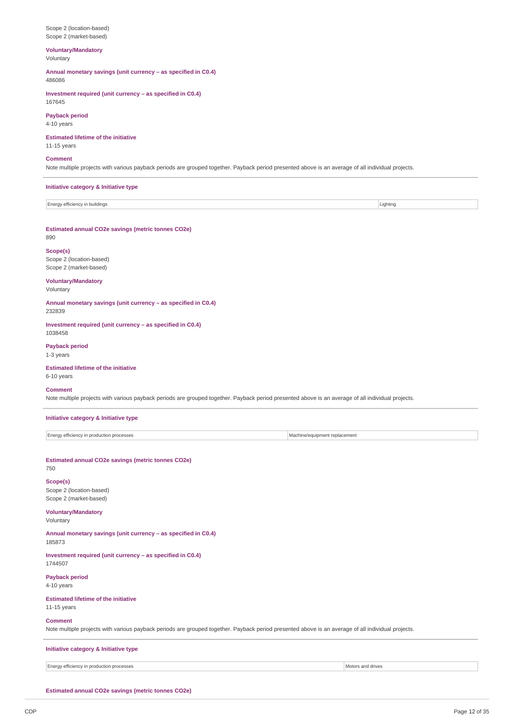Scope 2 (location-based)
Scope 2 (market-based)

**Voluntary/Mandatory**
Voluntary

**Annual monetary savings (unit currency – as specified in C0.4)**
486086

**Investment required (unit currency – as specified in C0.4)**
167645

**Payback period**
4-10 years

**Estimated lifetime of the initiative**
11-15 years

**Comment**
Note multiple projects with various payback periods are grouped together. Payback period presented above is an average of all individual projects.

---

**Initiative category & Initiative type**

| Energy efficiency in buildings | Lighting |
|---|---|

**Estimated annual CO2e savings (metric tonnes CO2e)**
890

**Scope(s)**
Scope 2 (location-based)
Scope 2 (market-based)

**Voluntary/Mandatory**
Voluntary

**Annual monetary savings (unit currency – as specified in C0.4)**
232839

**Investment required (unit currency – as specified in C0.4)**
1038458

**Payback period**
1-3 years

**Estimated lifetime of the initiative**
6-10 years

**Comment**
Note multiple projects with various payback periods are grouped together. Payback period presented above is an average of all individual projects.

---

**Initiative category & Initiative type**

| Energy efficiency in production processes | Machine/equipment replacement |
|---|---|

**Estimated annual CO2e savings (metric tonnes CO2e)**
750

**Scope(s)**
Scope 2 (location-based)
Scope 2 (market-based)

**Voluntary/Mandatory**
Voluntary

**Annual monetary savings (unit currency – as specified in C0.4)**
185873

**Investment required (unit currency – as specified in C0.4)**
1744507

**Payback period**
4-10 years

**Estimated lifetime of the initiative**
11-15 years

**Comment**
Note multiple projects with various payback periods are grouped together. Payback period presented above is an average of all individual projects.

---

**Initiative category & Initiative type**

| Energy efficiency in production processes | Motors and drives |
|---|---|

**Estimated annual CO2e savings (metric tonnes CO2e)**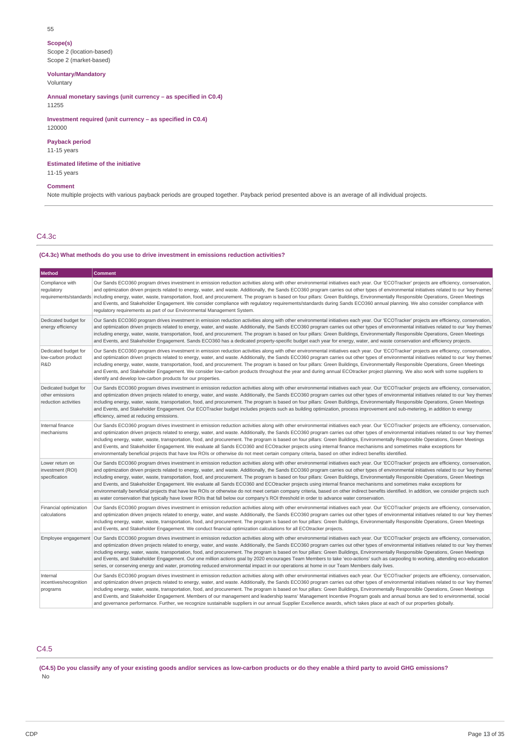55

**Scope(s)**
Scope 2 (location-based)
Scope 2 (market-based)

**Voluntary/Mandatory**
Voluntary

**Annual monetary savings (unit currency – as specified in C0.4)**
11255

**Investment required (unit currency – as specified in C0.4)**
120000

**Payback period**
11-15 years

**Estimated lifetime of the initiative**
11-15 years

**Comment**
Note multiple projects with various payback periods are grouped together. Payback period presented above is an average of all individual projects.

## C4.3c

**(C4.3c) What methods do you use to drive investment in emissions reduction activities?**

| Method | Comment |
|---|---|
| Compliance with regulatory requirements/standards | Our Sands ECO360 program drives investment in emission reduction activities along with other environmental initiatives each year. Our 'ECOTracker' projects are efficiency, conservation, and optimization driven projects related to energy, water, and waste. Additionally, the Sands ECO360 program carries out other types of environmental initiatives related to our 'key themes' including energy, water, waste, transportation, food, and procurement. The program is based on four pillars: Green Buildings, Environmentally Responsible Operations, Green Meetings and Events, and Stakeholder Engagement. We consider compliance with regulatory requirements/standards during Sands ECO360 annual planning. We also consider compliance with regulatory requirements as part of our Environmental Management System. |
| Dedicated budget for energy efficiency | Our Sands ECO360 program drives investment in emission reduction activities along with other environmental initiatives each year. Our 'ECOTracker' projects are efficiency, conservation, and optimization driven projects related to energy, water, and waste. Additionally, the Sands ECO360 program carries out other types of environmental initiatives related to our 'key themes' including energy, water, waste, transportation, food, and procurement. The program is based on four pillars: Green Buildings, Environmentally Responsible Operations, Green Meetings and Events, and Stakeholder Engagement. Sands ECO360 has a dedicated property-specific budget each year for energy, water, and waste conservation and efficiency projects. |
| Dedicated budget for low-carbon product R&D | Our Sands ECO360 program drives investment in emission reduction activities along with other environmental initiatives each year. Our 'ECOTracker' projects are efficiency, conservation, and optimization driven projects related to energy, water, and waste. Additionally, the Sands ECO360 program carries out other types of environmental initiatives related to our 'key themes' including energy, water, waste, transportation, food, and procurement. The program is based on four pillars: Green Buildings, Environmentally Responsible Operations, Green Meetings and Events, and Stakeholder Engagement. We consider low-carbon products throughout the year and during annual ECOtracker project planning. We also work with some suppliers to identify and develop low-carbon products for our properties. |
| Dedicated budget for other emissions reduction activities | Our Sands ECO360 program drives investment in emission reduction activities along with other environmental initiatives each year. Our 'ECOTracker' projects are efficiency, conservation, and optimization driven projects related to energy, water, and waste. Additionally, the Sands ECO360 program carries out other types of environmental initiatives related to our 'key themes' including energy, water, waste, transportation, food, and procurement. The program is based on four pillars: Green Buildings, Environmentally Responsible Operations, Green Meetings and Events, and Stakeholder Engagement. Our ECOTracker budget includes projects such as building optimization, process improvement and sub-metering, in addition to energy efficiency, aimed at reducing emissions. |
| Internal finance mechanisms | Our Sands ECO360 program drives investment in emission reduction activities along with other environmental initiatives each year. Our 'ECOTracker' projects are efficiency, conservation, and optimization driven projects related to energy, water, and waste. Additionally, the Sands ECO360 program carries out other types of environmental initiatives related to our 'key themes' including energy, water, waste, transportation, food, and procurement. The program is based on four pillars: Green Buildings, Environmentally Responsible Operations, Green Meetings and Events, and Stakeholder Engagement. We evaluate all Sands ECO360 and ECOtracker projects using internal finance mechanisms and sometimes make exceptions for environmentally beneficial projects that have low ROIs or otherwise do not meet certain company criteria, based on other indirect benefits identified. |
| Lower return on investment (ROI) specification | Our Sands ECO360 program drives investment in emission reduction activities along with other environmental initiatives each year. Our 'ECOTracker' projects are efficiency, conservation, and optimization driven projects related to energy, water, and waste. Additionally, the Sands ECO360 program carries out other types of environmental initiatives related to our 'key themes' including energy, water, waste, transportation, food, and procurement. The program is based on four pillars: Green Buildings, Environmentally Responsible Operations, Green Meetings and Events, and Stakeholder Engagement. We evaluate all Sands ECO360 and ECOtracker projects using internal finance mechanisms and sometimes make exceptions for environmentally beneficial projects that have low ROIs or otherwise do not meet certain company criteria, based on other indirect benefits identified. In addition, we consider projects such as water conservation that typically have lower ROIs that fall below our company's ROI threshold in order to advance water conservation. |
| Financial optimization calculations | Our Sands ECO360 program drives investment in emission reduction activities along with other environmental initiatives each year. Our 'ECOTracker' projects are efficiency, conservation, and optimization driven projects related to energy, water, and waste. Additionally, the Sands ECO360 program carries out other types of environmental initiatives related to our 'key themes' including energy, water, waste, transportation, food, and procurement. The program is based on four pillars: Green Buildings, Environmentally Responsible Operations, Green Meetings and Events, and Stakeholder Engagement. We conduct financial optimization calculations for all ECOtracker projects. |
| Employee engagement | Our Sands ECO360 program drives investment in emission reduction activities along with other environmental initiatives each year. Our 'ECOTracker' projects are efficiency, conservation, and optimization driven projects related to energy, water, and waste. Additionally, the Sands ECO360 program carries out other types of environmental initiatives related to our 'key themes' including energy, water, waste, transportation, food, and procurement. The program is based on four pillars: Green Buildings, Environmentally Responsible Operations, Green Meetings and Events, and Stakeholder Engagement. Our one million actions goal by 2020 encourages Team Members to take 'eco-actions' such as carpooling to working, attending eco-education series, or conserving energy and water, promoting reduced environmental impact in our operations at home in our Team Members daily lives. |
| Internal incentives/recognition programs | Our Sands ECO360 program drives investment in emission reduction activities along with other environmental initiatives each year. Our 'ECOTracker' projects are efficiency, conservation, and optimization driven projects related to energy, water, and waste. Additionally, the Sands ECO360 program carries out other types of environmental initiatives related to our 'key themes' including energy, water, waste, transportation, food, and procurement. The program is based on four pillars: Green Buildings, Environmentally Responsible Operations, Green Meetings and Events, and Stakeholder Engagement. Members of our management and leadership teams' Management Incentive Program goals and annual bonus are tied to environmental, social and governance performance. Further, we recognize sustainable suppliers in our annual Supplier Excellence awards, which takes place at each of our properties globally. |

## C4.5

**(C4.5) Do you classify any of your existing goods and/or services as low-carbon products or do they enable a third party to avoid GHG emissions?**
No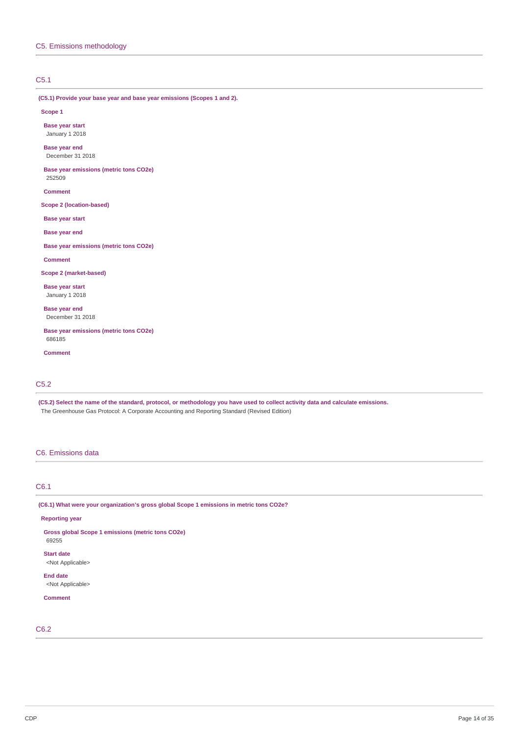## C5. Emissions methodology

### C5.1

**(C5.1) Provide your base year and base year emissions (Scopes 1 and 2).**

**Scope 1**

**Base year start**
January 1 2018

**Base year end**
December 31 2018

**Base year emissions (metric tons CO2e)**
252509

**Comment**

**Scope 2 (location-based)**

**Base year start**

**Base year end**

**Base year emissions (metric tons CO2e)**

**Comment**

**Scope 2 (market-based)**

**Base year start**
January 1 2018

**Base year end**
December 31 2018

**Base year emissions (metric tons CO2e)**
686185

**Comment**

### C5.2

**(C5.2) Select the name of the standard, protocol, or methodology you have used to collect activity data and calculate emissions.**
The Greenhouse Gas Protocol: A Corporate Accounting and Reporting Standard (Revised Edition)

## C6. Emissions data

### C6.1

**(C6.1) What were your organization's gross global Scope 1 emissions in metric tons CO2e?**

**Reporting year**

**Gross global Scope 1 emissions (metric tons CO2e)**
69255

**Start date**
<Not Applicable>

**End date**
<Not Applicable>

**Comment**

### C6.2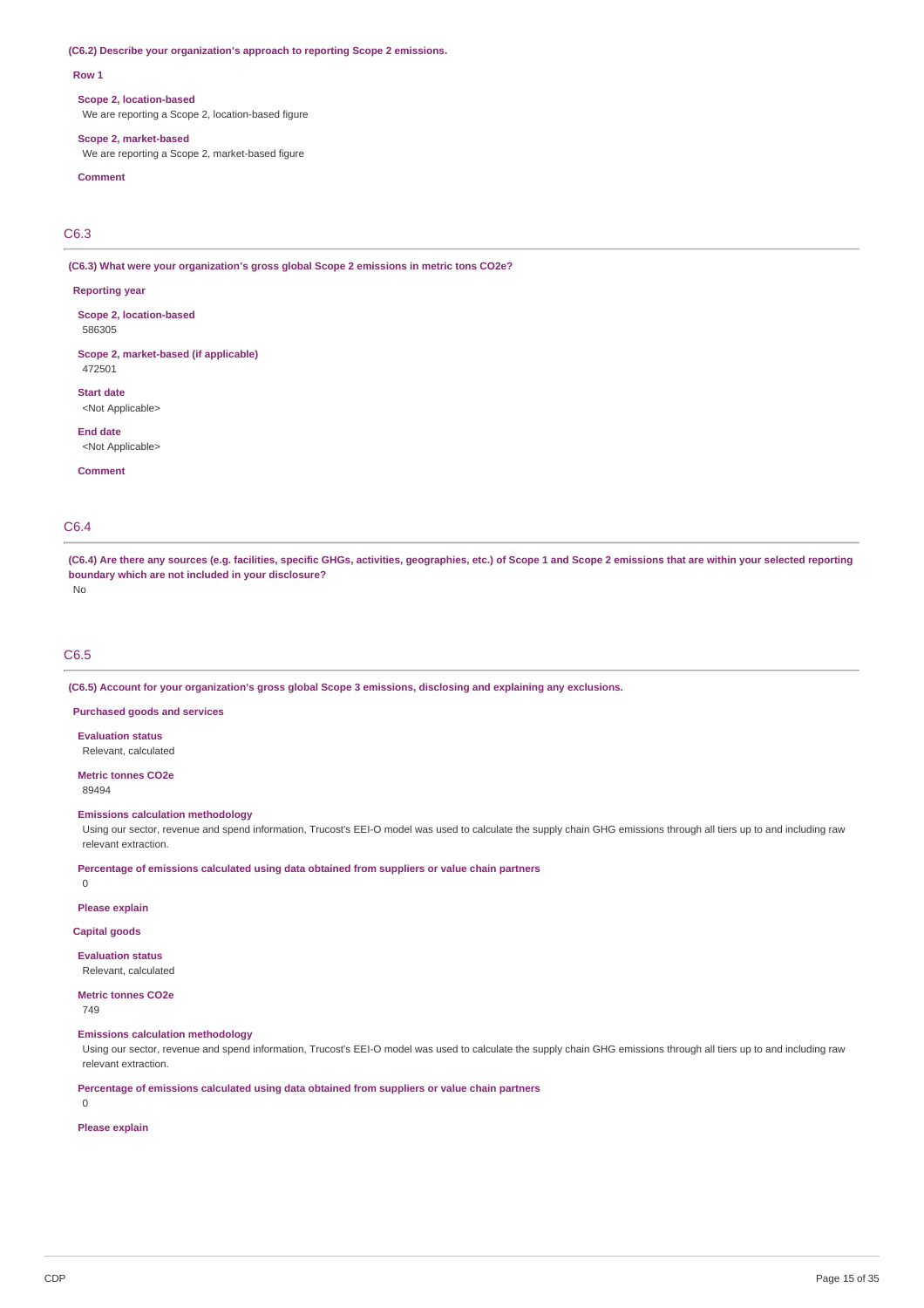**(C6.2) Describe your organization's approach to reporting Scope 2 emissions.**

**Row 1**

**Scope 2, location-based**
We are reporting a Scope 2, location-based figure

**Scope 2, market-based**
We are reporting a Scope 2, market-based figure

**Comment**

## C6.3

**(C6.3) What were your organization's gross global Scope 2 emissions in metric tons CO2e?**

**Reporting year**

**Scope 2, location-based**
586305

**Scope 2, market-based (if applicable)**
472501

**Start date**
<Not Applicable>

**End date**
<Not Applicable>

**Comment**

## C6.4

**(C6.4) Are there any sources (e.g. facilities, specific GHGs, activities, geographies, etc.) of Scope 1 and Scope 2 emissions that are within your selected reporting boundary which are not included in your disclosure?**
No

## C6.5

**(C6.5) Account for your organization's gross global Scope 3 emissions, disclosing and explaining any exclusions.**

**Purchased goods and services**

**Evaluation status**
Relevant, calculated

**Metric tonnes CO2e**
89494

**Emissions calculation methodology**
Using our sector, revenue and spend information, Trucost's EEI-O model was used to calculate the supply chain GHG emissions through all tiers up to and including raw relevant extraction.

**Percentage of emissions calculated using data obtained from suppliers or value chain partners**
0

**Please explain**

**Capital goods**

**Evaluation status**
Relevant, calculated

**Metric tonnes CO2e**
749

**Emissions calculation methodology**
Using our sector, revenue and spend information, Trucost's EEI-O model was used to calculate the supply chain GHG emissions through all tiers up to and including raw relevant extraction.

**Percentage of emissions calculated using data obtained from suppliers or value chain partners**
0

**Please explain**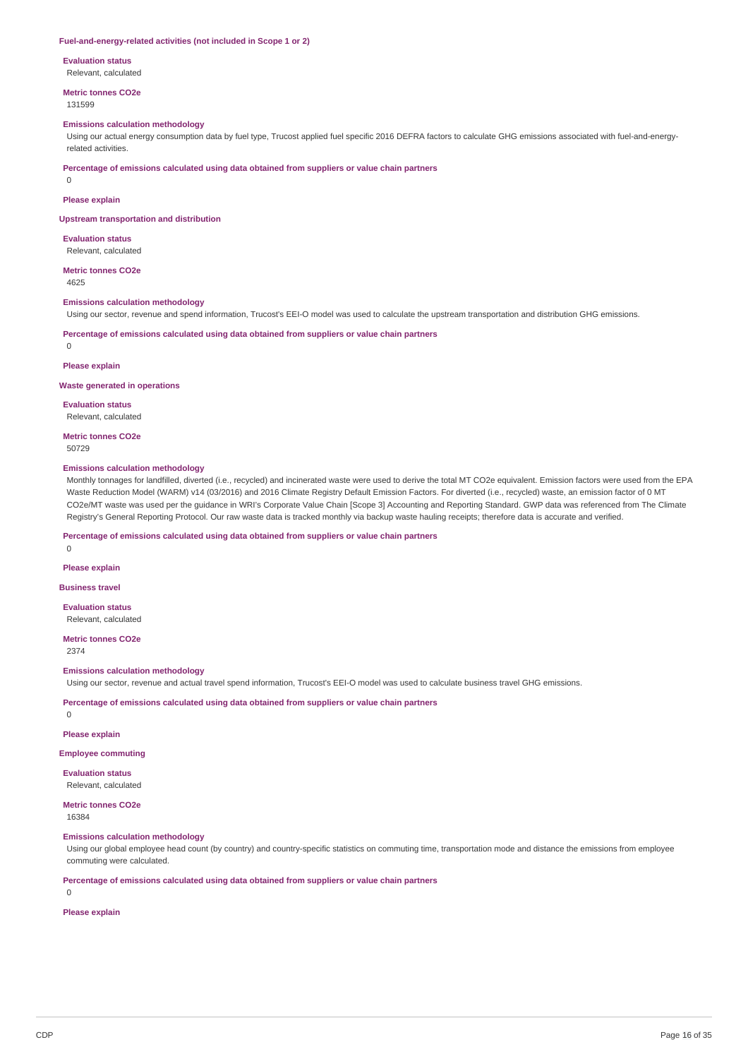### Fuel-and-energy-related activities (not included in Scope 1 or 2)

**Evaluation status**

Relevant, calculated

**Metric tonnes CO2e**

131599

**Emissions calculation methodology**

Using our actual energy consumption data by fuel type, Trucost applied fuel specific 2016 DEFRA factors to calculate GHG emissions associated with fuel-and-energy-related activities.

**Percentage of emissions calculated using data obtained from suppliers or value chain partners**

0

**Please explain**

### Upstream transportation and distribution

**Evaluation status**

Relevant, calculated

**Metric tonnes CO2e**

4625

**Emissions calculation methodology**

Using our sector, revenue and spend information, Trucost's EEI-O model was used to calculate the upstream transportation and distribution GHG emissions.

**Percentage of emissions calculated using data obtained from suppliers or value chain partners**

0

**Please explain**

### Waste generated in operations

**Evaluation status**

Relevant, calculated

**Metric tonnes CO2e**

50729

**Emissions calculation methodology**

Monthly tonnages for landfilled, diverted (i.e., recycled) and incinerated waste were used to derive the total MT CO2e equivalent. Emission factors were used from the EPA Waste Reduction Model (WARM) v14 (03/2016) and 2016 Climate Registry Default Emission Factors. For diverted (i.e., recycled) waste, an emission factor of 0 MT CO2e/MT waste was used per the guidance in WRI's Corporate Value Chain [Scope 3] Accounting and Reporting Standard. GWP data was referenced from The Climate Registry's General Reporting Protocol. Our raw waste data is tracked monthly via backup waste hauling receipts; therefore data is accurate and verified.

**Percentage of emissions calculated using data obtained from suppliers or value chain partners**

0

**Please explain**

### Business travel

**Evaluation status**

Relevant, calculated

**Metric tonnes CO2e**

2374

**Emissions calculation methodology**

Using our sector, revenue and actual travel spend information, Trucost's EEI-O model was used to calculate business travel GHG emissions.

**Percentage of emissions calculated using data obtained from suppliers or value chain partners**

0

**Please explain**

### Employee commuting

**Evaluation status**

Relevant, calculated

**Metric tonnes CO2e**

16384

**Emissions calculation methodology**

Using our global employee head count (by country) and country-specific statistics on commuting time, transportation mode and distance the emissions from employee commuting were calculated.

**Percentage of emissions calculated using data obtained from suppliers or value chain partners**

0

**Please explain**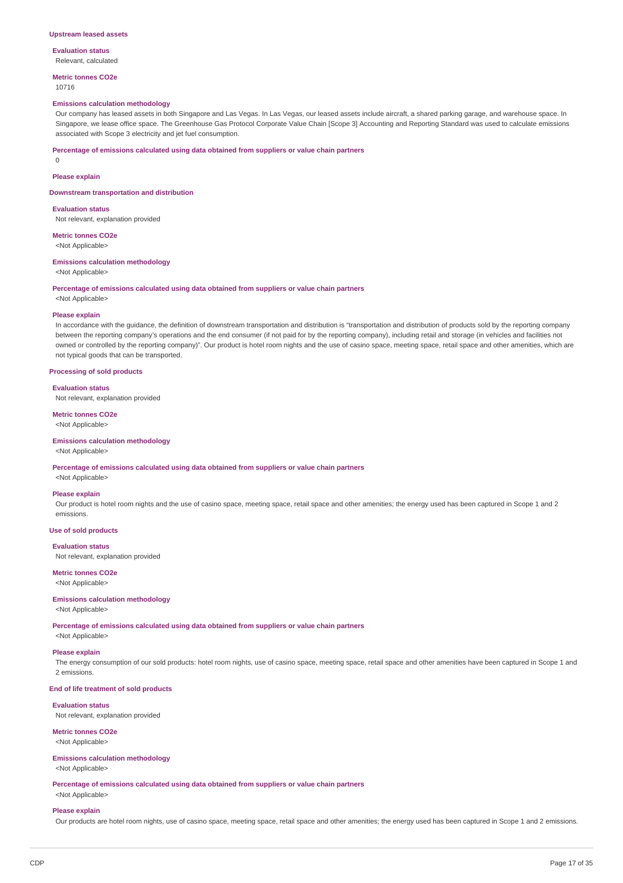### Upstream leased assets

**Evaluation status**

Relevant, calculated

**Metric tonnes CO2e**

10716

**Emissions calculation methodology**

Our company has leased assets in both Singapore and Las Vegas. In Las Vegas, our leased assets include aircraft, a shared parking garage, and warehouse space. In Singapore, we lease office space. The Greenhouse Gas Protocol Corporate Value Chain [Scope 3] Accounting and Reporting Standard was used to calculate emissions associated with Scope 3 electricity and jet fuel consumption.

**Percentage of emissions calculated using data obtained from suppliers or value chain partners**

0

**Please explain**

### Downstream transportation and distribution

**Evaluation status**

Not relevant, explanation provided

**Metric tonnes CO2e**

<Not Applicable>

**Emissions calculation methodology**

<Not Applicable>

**Percentage of emissions calculated using data obtained from suppliers or value chain partners**

<Not Applicable>

**Please explain**

In accordance with the guidance, the definition of downstream transportation and distribution is "transportation and distribution of products sold by the reporting company between the reporting company's operations and the end consumer (if not paid for by the reporting company), including retail and storage (in vehicles and facilities not owned or controlled by the reporting company)". Our product is hotel room nights and the use of casino space, meeting space, retail space and other amenities, which are not typical goods that can be transported.

### Processing of sold products

**Evaluation status**

Not relevant, explanation provided

**Metric tonnes CO2e**

<Not Applicable>

**Emissions calculation methodology**

<Not Applicable>

**Percentage of emissions calculated using data obtained from suppliers or value chain partners**

<Not Applicable>

**Please explain**

Our product is hotel room nights and the use of casino space, meeting space, retail space and other amenities; the energy used has been captured in Scope 1 and 2 emissions.

### Use of sold products

**Evaluation status**

Not relevant, explanation provided

**Metric tonnes CO2e**

<Not Applicable>

**Emissions calculation methodology**

<Not Applicable>

**Percentage of emissions calculated using data obtained from suppliers or value chain partners**

<Not Applicable>

**Please explain**

The energy consumption of our sold products: hotel room nights, use of casino space, meeting space, retail space and other amenities have been captured in Scope 1 and 2 emissions.

### End of life treatment of sold products

**Evaluation status**

Not relevant, explanation provided

**Metric tonnes CO2e**

<Not Applicable>

**Emissions calculation methodology**

<Not Applicable>

**Percentage of emissions calculated using data obtained from suppliers or value chain partners**

<Not Applicable>

**Please explain**

Our products are hotel room nights, use of casino space, meeting space, retail space and other amenities; the energy used has been captured in Scope 1 and 2 emissions.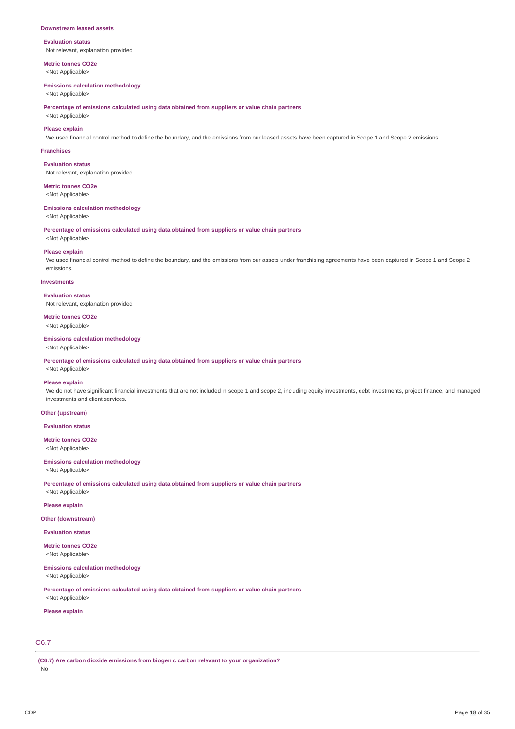**Downstream leased assets**

**Evaluation status**

Not relevant, explanation provided

**Metric tonnes CO2e**

<Not Applicable>

**Emissions calculation methodology**

<Not Applicable>

**Percentage of emissions calculated using data obtained from suppliers or value chain partners**

<Not Applicable>

**Please explain**

We used financial control method to define the boundary, and the emissions from our leased assets have been captured in Scope 1 and Scope 2 emissions.

**Franchises**

**Evaluation status**

Not relevant, explanation provided

**Metric tonnes CO2e**

<Not Applicable>

**Emissions calculation methodology**

<Not Applicable>

**Percentage of emissions calculated using data obtained from suppliers or value chain partners**

<Not Applicable>

**Please explain**

We used financial control method to define the boundary, and the emissions from our assets under franchising agreements have been captured in Scope 1 and Scope 2 emissions.

**Investments**

**Evaluation status**

Not relevant, explanation provided

**Metric tonnes CO2e**

<Not Applicable>

**Emissions calculation methodology**

<Not Applicable>

**Percentage of emissions calculated using data obtained from suppliers or value chain partners**

<Not Applicable>

**Please explain**

We do not have significant financial investments that are not included in scope 1 and scope 2, including equity investments, debt investments, project finance, and managed investments and client services.

**Other (upstream)**

**Evaluation status**

**Metric tonnes CO2e**

<Not Applicable>

**Emissions calculation methodology**

<Not Applicable>

**Percentage of emissions calculated using data obtained from suppliers or value chain partners**

<Not Applicable>

**Please explain**

**Other (downstream)**

**Evaluation status**

**Metric tonnes CO2e**

<Not Applicable>

**Emissions calculation methodology**

<Not Applicable>

**Percentage of emissions calculated using data obtained from suppliers or value chain partners**

<Not Applicable>

**Please explain**

## C6.7

**(C6.7) Are carbon dioxide emissions from biogenic carbon relevant to your organization?**

No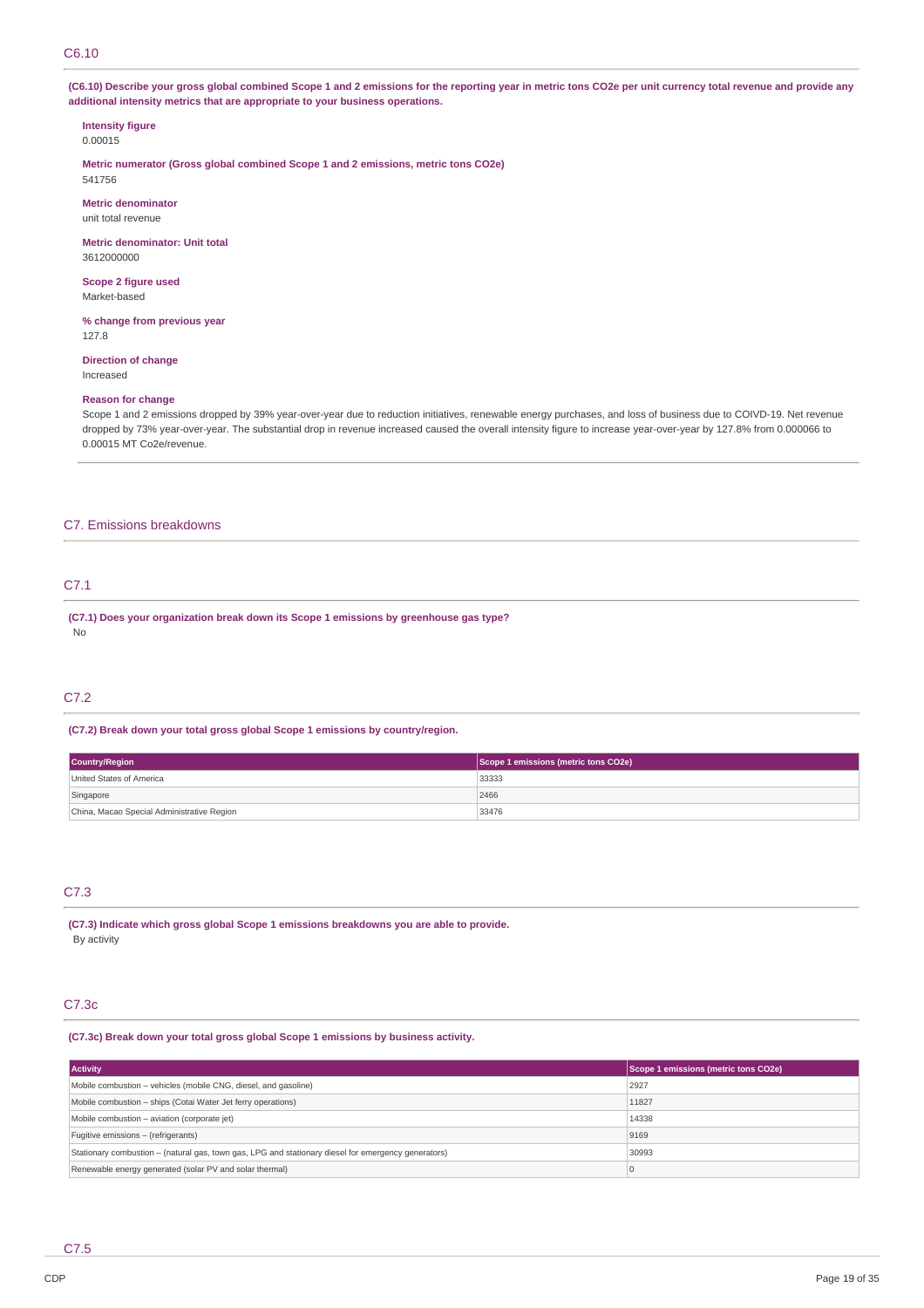## C6.10

**(C6.10) Describe your gross global combined Scope 1 and 2 emissions for the reporting year in metric tons CO2e per unit currency total revenue and provide any additional intensity metrics that are appropriate to your business operations.**

**Intensity figure**
0.00015

**Metric numerator (Gross global combined Scope 1 and 2 emissions, metric tons CO2e)**
541756

**Metric denominator**
unit total revenue

**Metric denominator: Unit total**
3612000000

**Scope 2 figure used**
Market-based

**% change from previous year**
127.8

**Direction of change**
Increased

**Reason for change**
Scope 1 and 2 emissions dropped by 39% year-over-year due to reduction initiatives, renewable energy purchases, and loss of business due to COIVD-19. Net revenue dropped by 73% year-over-year. The substantial drop in revenue increased caused the overall intensity figure to increase year-over-year by 127.8% from 0.000066 to 0.00015 MT Co2e/revenue.

# C7. Emissions breakdowns

## C7.1

**(C7.1) Does your organization break down its Scope 1 emissions by greenhouse gas type?**
No

## C7.2

**(C7.2) Break down your total gross global Scope 1 emissions by country/region.**

| Country/Region | Scope 1 emissions (metric tons CO2e) |
|---|---|
| United States of America | 33333 |
| Singapore | 2466 |
| China, Macao Special Administrative Region | 33476 |

## C7.3

**(C7.3) Indicate which gross global Scope 1 emissions breakdowns you are able to provide.**
By activity

## C7.3c

**(C7.3c) Break down your total gross global Scope 1 emissions by business activity.**

| Activity | Scope 1 emissions (metric tons CO2e) |
|---|---|
| Mobile combustion – vehicles (mobile CNG, diesel, and gasoline) | 2927 |
| Mobile combustion – ships (Cotai Water Jet ferry operations) | 11827 |
| Mobile combustion – aviation (corporate jet) | 14338 |
| Fugitive emissions – (refrigerants) | 9169 |
| Stationary combustion – (natural gas, town gas, LPG and stationary diesel for emergency generators) | 30993 |
| Renewable energy generated (solar PV and solar thermal) | 0 |

## C7.5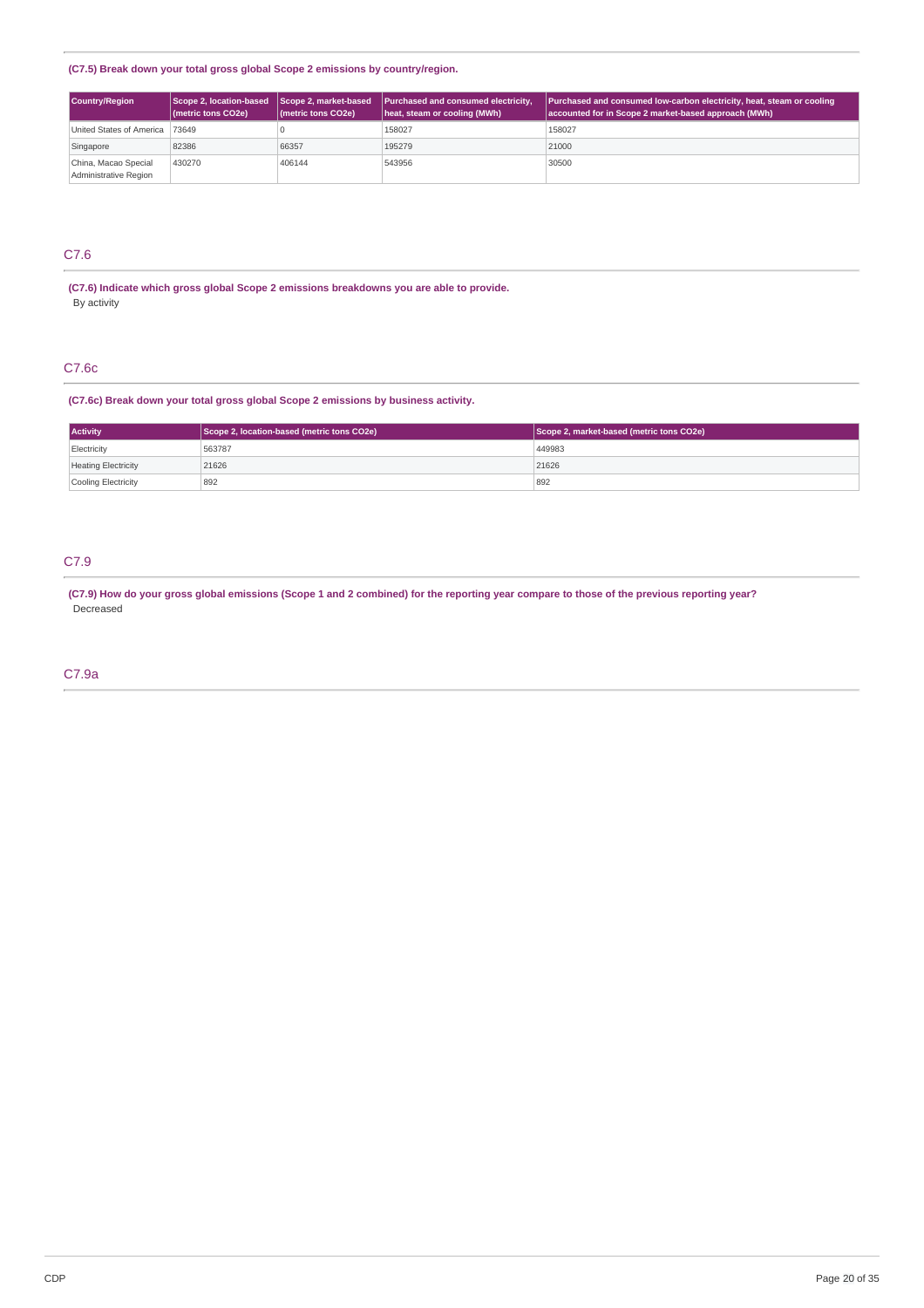**(C7.5) Break down your total gross global Scope 2 emissions by country/region.**

| Country/Region | Scope 2, location-based (metric tons CO2e) | Scope 2, market-based (metric tons CO2e) | Purchased and consumed electricity, heat, steam or cooling (MWh) | Purchased and consumed low-carbon electricity, heat, steam or cooling accounted for in Scope 2 market-based approach (MWh) |
|---|---|---|---|---|
| United States of America | 73649 | 0 | 158027 | 158027 |
| Singapore | 82386 | 66357 | 195279 | 21000 |
| China, Macao Special Administrative Region | 430270 | 406144 | 543956 | 30500 |

## C7.6

**(C7.6) Indicate which gross global Scope 2 emissions breakdowns you are able to provide.**

By activity

## C7.6c

**(C7.6c) Break down your total gross global Scope 2 emissions by business activity.**

| Activity | Scope 2, location-based (metric tons CO2e) | Scope 2, market-based (metric tons CO2e) |
|---|---|---|
| Electricity | 563787 | 449983 |
| Heating Electricity | 21626 | 21626 |
| Cooling Electricity | 892 | 892 |

## C7.9

**(C7.9) How do your gross global emissions (Scope 1 and 2 combined) for the reporting year compare to those of the previous reporting year?**

Decreased

## C7.9a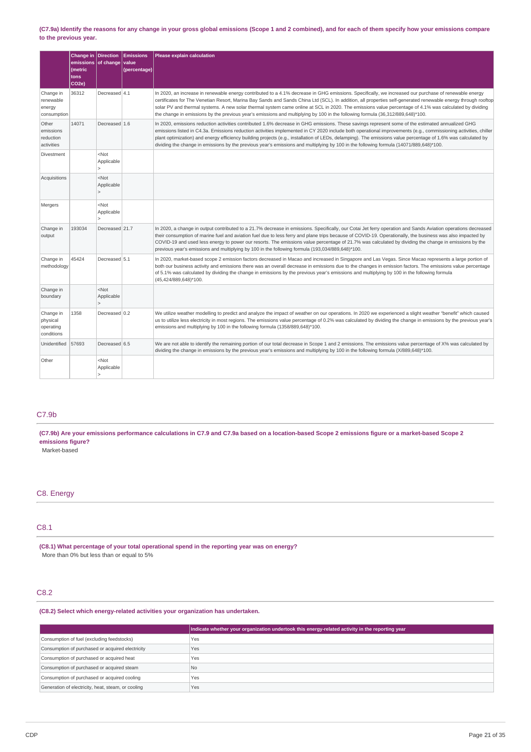**(C7.9a) Identify the reasons for any change in your gross global emissions (Scope 1 and 2 combined), and for each of them specify how your emissions compare to the previous year.**

| | Change in emissions (metric tons CO2e) | Direction of change | Emissions value (percentage) | Please explain calculation |
|---|---|---|---|---|
| Change in renewable energy consumption | 36312 | Decreased | 4.1 | In 2020, an increase in renewable energy contributed to a 4.1% decrease in GHG emissions. Specifically, we increased our purchase of renewable energy certificates for The Venetian Resort, Marina Bay Sands and Sands China Ltd (SCL). In addition, all properties self-generated renewable energy through rooftop solar PV and thermal systems. A new solar thermal system came online at SCL in 2020. The emissions value percentage of 4.1% was calculated by dividing the change in emissions by the previous year's emissions and multiplying by 100 in the following formula (36,312/889,648)*100. |
| Other emissions reduction activities | 14071 | Decreased | 1.6 | In 2020, emissions reduction activities contributed 1.6% decrease in GHG emissions. These savings represent some of the estimated annualized GHG emissions listed in C4.3a. Emissions reduction activities implemented in CY 2020 include both operational improvements (e.g., commissioning activities, chiller plant optimization) and energy efficiency building projects (e.g., installation of LEDs, delamping). The emissions value percentage of 1.6% was calculated by dividing the change in emissions by the previous year's emissions and multiplying by 100 in the following formula (14071/889,648)*100. |
| Divestment | | <Not Applicable> | | |
| Acquisitions | | <Not Applicable> | | |
| Mergers | | <Not Applicable> | | |
| Change in output | 193034 | Decreased | 21.7 | In 2020, a change in output contributed to a 21.7% decrease in emissions. Specifically, our Cotai Jet ferry operation and Sands Aviation operations decreased their consumption of marine fuel and aviation fuel due to less ferry and plane trips because of COVID-19. Operationally, the business was also impacted by COVID-19 and used less energy to power our resorts. The emissions value percentage of 21.7% was calculated by dividing the change in emissions by the previous year's emissions and multiplying by 100 in the following formula (193,034/889,648)*100. |
| Change in methodology | 45424 | Decreased | 5.1 | In 2020, market-based scope 2 emission factors decreased in Macao and increased in Singapore and Las Vegas. Since Macao represents a large portion of both our business activity and emissions there was an overall decrease in emissions due to the changes in emission factors. The emissions value percentage of 5.1% was calculated by dividing the change in emissions by the previous year's emissions and multiplying by 100 in the following formula (45,424/889,648)*100. |
| Change in boundary | | <Not Applicable> | | |
| Change in physical operating conditions | 1358 | Decreased | 0.2 | We utilize weather modelling to predict and analyze the impact of weather on our operations. In 2020 we experienced a slight weather "benefit" which caused us to utilize less electricity in most regions. The emissions value percentage of 0.2% was calculated by dividing the change in emissions by the previous year's emissions and multiplying by 100 in the following formula (1358/889,648)*100. |
| Unidentified | 57693 | Decreased | 6.5 | We are not able to identify the remaining portion of our total decrease in Scope 1 and 2 emissions. The emissions value percentage of X% was calculated by dividing the change in emissions by the previous year's emissions and multiplying by 100 in the following formula (X/889,648)*100. |
| Other | | <Not Applicable> | | |

## C7.9b

**(C7.9b) Are your emissions performance calculations in C7.9 and C7.9a based on a location-based Scope 2 emissions figure or a market-based Scope 2 emissions figure?**

Market-based

# C8. Energy

## C8.1

**(C8.1) What percentage of your total operational spend in the reporting year was on energy?**

More than 0% but less than or equal to 5%

## C8.2

**(C8.2) Select which energy-related activities your organization has undertaken.**

| | Indicate whether your organization undertook this energy-related activity in the reporting year |
|---|---|
| Consumption of fuel (excluding feedstocks) | Yes |
| Consumption of purchased or acquired electricity | Yes |
| Consumption of purchased or acquired heat | Yes |
| Consumption of purchased or acquired steam | No |
| Consumption of purchased or acquired cooling | Yes |
| Generation of electricity, heat, steam, or cooling | Yes |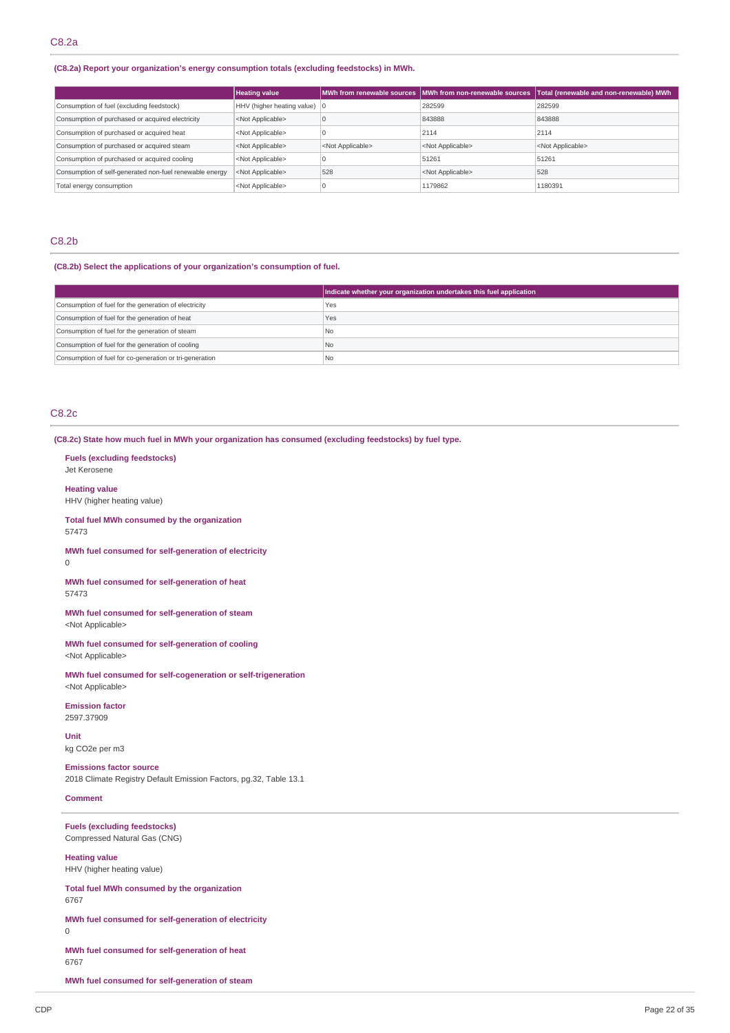## C8.2a

**(C8.2a) Report your organization's energy consumption totals (excluding feedstocks) in MWh.**

| | Heating value | MWh from renewable sources | MWh from non-renewable sources | Total (renewable and non-renewable) MWh |
|---|---|---|---|---|
| Consumption of fuel (excluding feedstock) | HHV (higher heating value) | 0 | 282599 | 282599 |
| Consumption of purchased or acquired electricity | <Not Applicable> | 0 | 843888 | 843888 |
| Consumption of purchased or acquired heat | <Not Applicable> | 0 | 2114 | 2114 |
| Consumption of purchased or acquired steam | <Not Applicable> | <Not Applicable> | <Not Applicable> | <Not Applicable> |
| Consumption of purchased or acquired cooling | <Not Applicable> | 0 | 51261 | 51261 |
| Consumption of self-generated non-fuel renewable energy | <Not Applicable> | 528 | <Not Applicable> | 528 |
| Total energy consumption | <Not Applicable> | 0 | 1179862 | 1180391 |

## C8.2b

**(C8.2b) Select the applications of your organization's consumption of fuel.**

| | Indicate whether your organization undertakes this fuel application |
|---|---|
| Consumption of fuel for the generation of electricity | Yes |
| Consumption of fuel for the generation of heat | Yes |
| Consumption of fuel for the generation of steam | No |
| Consumption of fuel for the generation of cooling | No |
| Consumption of fuel for co-generation or tri-generation | No |

## C8.2c

**(C8.2c) State how much fuel in MWh your organization has consumed (excluding feedstocks) by fuel type.**

**Fuels (excluding feedstocks)**
Jet Kerosene

**Heating value**
HHV (higher heating value)

**Total fuel MWh consumed by the organization**
57473

**MWh fuel consumed for self-generation of electricity**
0

**MWh fuel consumed for self-generation of heat**
57473

**MWh fuel consumed for self-generation of steam**
<Not Applicable>

**MWh fuel consumed for self-generation of cooling**
<Not Applicable>

**MWh fuel consumed for self-cogeneration or self-trigeneration**
<Not Applicable>

**Emission factor**
2597.37909

**Unit**
kg CO2e per m3

**Emissions factor source**
2018 Climate Registry Default Emission Factors, pg.32, Table 13.1

**Comment**

---

**Fuels (excluding feedstocks)**
Compressed Natural Gas (CNG)

**Heating value**
HHV (higher heating value)

**Total fuel MWh consumed by the organization**
6767

**MWh fuel consumed for self-generation of electricity**
0

**MWh fuel consumed for self-generation of heat**
6767

**MWh fuel consumed for self-generation of steam**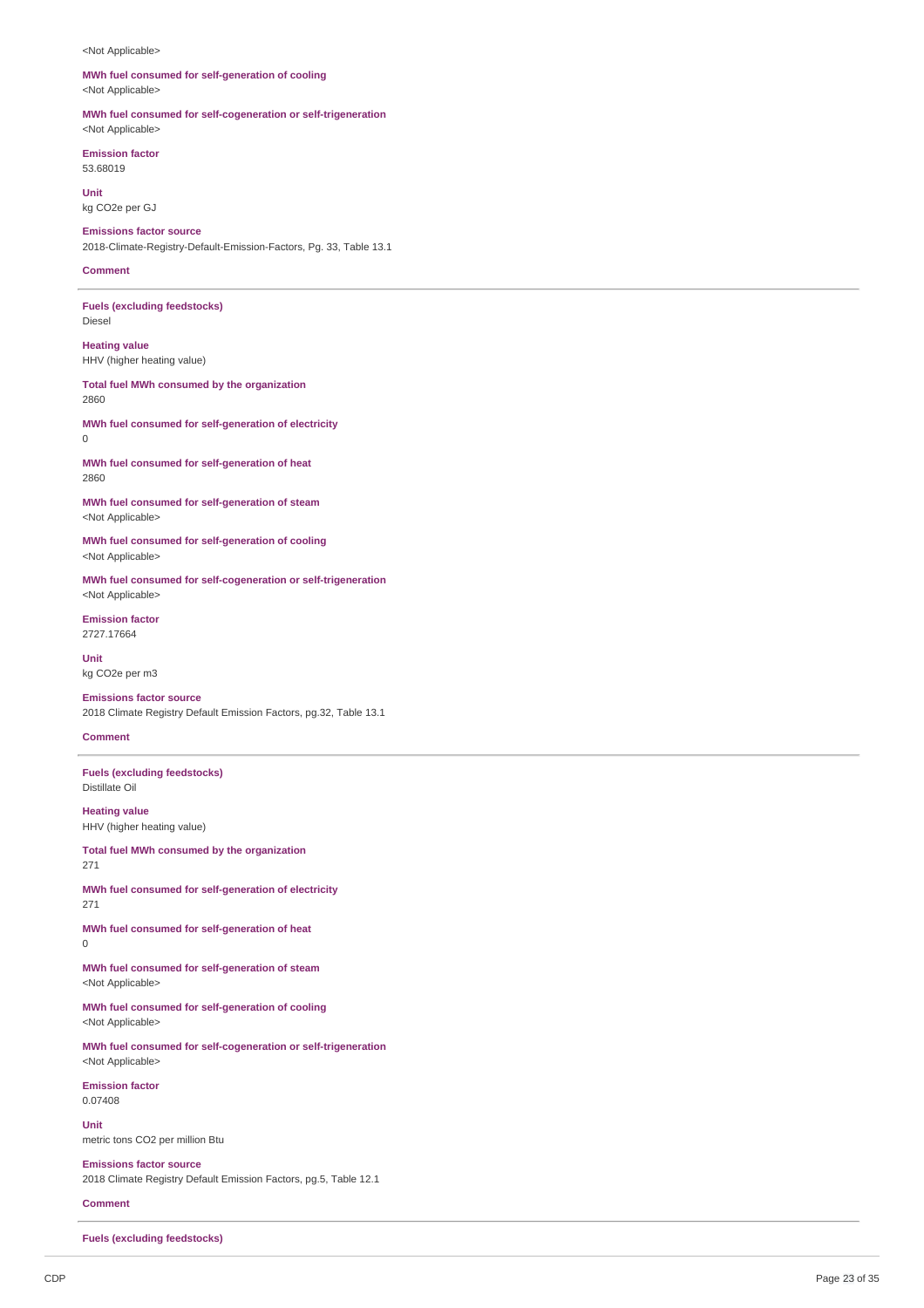<Not Applicable>

**MWh fuel consumed for self-generation of cooling**
<Not Applicable>

**MWh fuel consumed for self-cogeneration or self-trigeneration**
<Not Applicable>

**Emission factor**
53.68019

**Unit**
kg CO2e per GJ

**Emissions factor source**
2018-Climate-Registry-Default-Emission-Factors, Pg. 33, Table 13.1

**Comment**

---

**Fuels (excluding feedstocks)**
Diesel

**Heating value**
HHV (higher heating value)

**Total fuel MWh consumed by the organization**
2860

**MWh fuel consumed for self-generation of electricity**
0

**MWh fuel consumed for self-generation of heat**
2860

**MWh fuel consumed for self-generation of steam**
<Not Applicable>

**MWh fuel consumed for self-generation of cooling**
<Not Applicable>

**MWh fuel consumed for self-cogeneration or self-trigeneration**
<Not Applicable>

**Emission factor**
2727.17664

**Unit**
kg CO2e per m3

**Emissions factor source**
2018 Climate Registry Default Emission Factors, pg.32, Table 13.1

**Comment**

---

**Fuels (excluding feedstocks)**
Distillate Oil

**Heating value**
HHV (higher heating value)

**Total fuel MWh consumed by the organization**
271

**MWh fuel consumed for self-generation of electricity**
271

**MWh fuel consumed for self-generation of heat**
0

**MWh fuel consumed for self-generation of steam**
<Not Applicable>

**MWh fuel consumed for self-generation of cooling**
<Not Applicable>

**MWh fuel consumed for self-cogeneration or self-trigeneration**
<Not Applicable>

**Emission factor**
0.07408

**Unit**
metric tons CO2 per million Btu

**Emissions factor source**
2018 Climate Registry Default Emission Factors, pg.5, Table 12.1

**Comment**

---

**Fuels (excluding feedstocks)**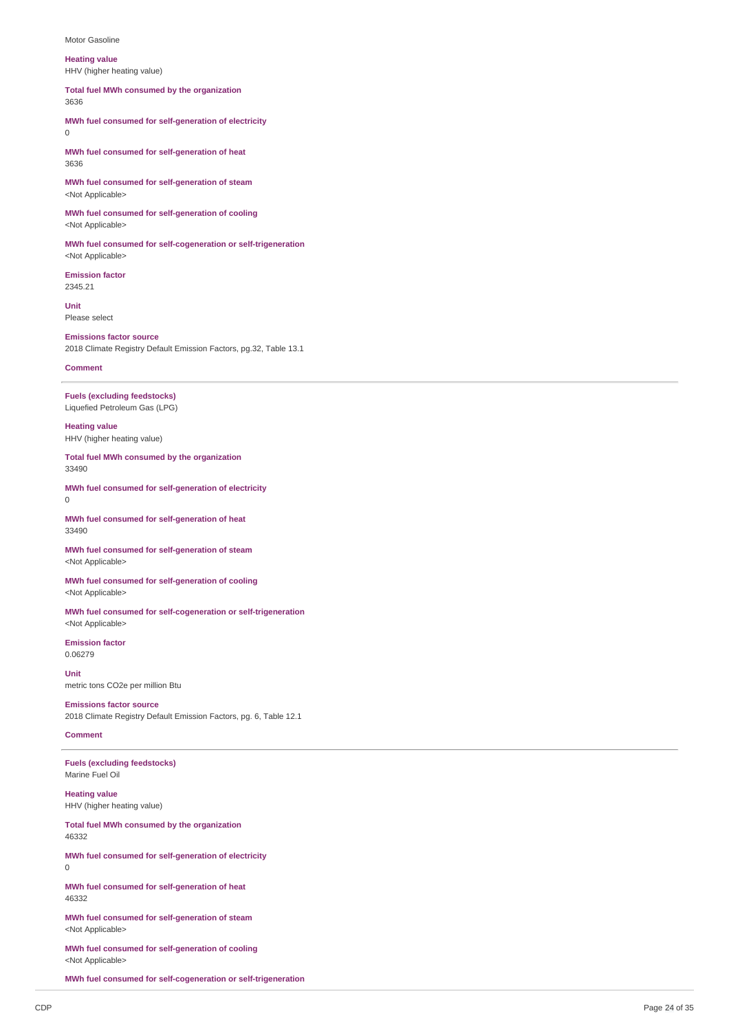Motor Gasoline

**Heating value**
HHV (higher heating value)

**Total fuel MWh consumed by the organization**
3636

**MWh fuel consumed for self-generation of electricity**
0

**MWh fuel consumed for self-generation of heat**
3636

**MWh fuel consumed for self-generation of steam**
<Not Applicable>

**MWh fuel consumed for self-generation of cooling**
<Not Applicable>

**MWh fuel consumed for self-cogeneration or self-trigeneration**
<Not Applicable>

**Emission factor**
2345.21

**Unit**
Please select

**Emissions factor source**
2018 Climate Registry Default Emission Factors, pg.32, Table 13.1

**Comment**

---

**Fuels (excluding feedstocks)**
Liquefied Petroleum Gas (LPG)

**Heating value**
HHV (higher heating value)

**Total fuel MWh consumed by the organization**
33490

**MWh fuel consumed for self-generation of electricity**
0

**MWh fuel consumed for self-generation of heat**
33490

**MWh fuel consumed for self-generation of steam**
<Not Applicable>

**MWh fuel consumed for self-generation of cooling**
<Not Applicable>

**MWh fuel consumed for self-cogeneration or self-trigeneration**
<Not Applicable>

**Emission factor**
0.06279

**Unit**
metric tons CO2e per million Btu

**Emissions factor source**
2018 Climate Registry Default Emission Factors, pg. 6, Table 12.1

**Comment**

---

**Fuels (excluding feedstocks)**
Marine Fuel Oil

**Heating value**
HHV (higher heating value)

**Total fuel MWh consumed by the organization**
46332

**MWh fuel consumed for self-generation of electricity**
0

**MWh fuel consumed for self-generation of heat**
46332

**MWh fuel consumed for self-generation of steam**
<Not Applicable>

**MWh fuel consumed for self-generation of cooling**
<Not Applicable>

**MWh fuel consumed for self-cogeneration or self-trigeneration**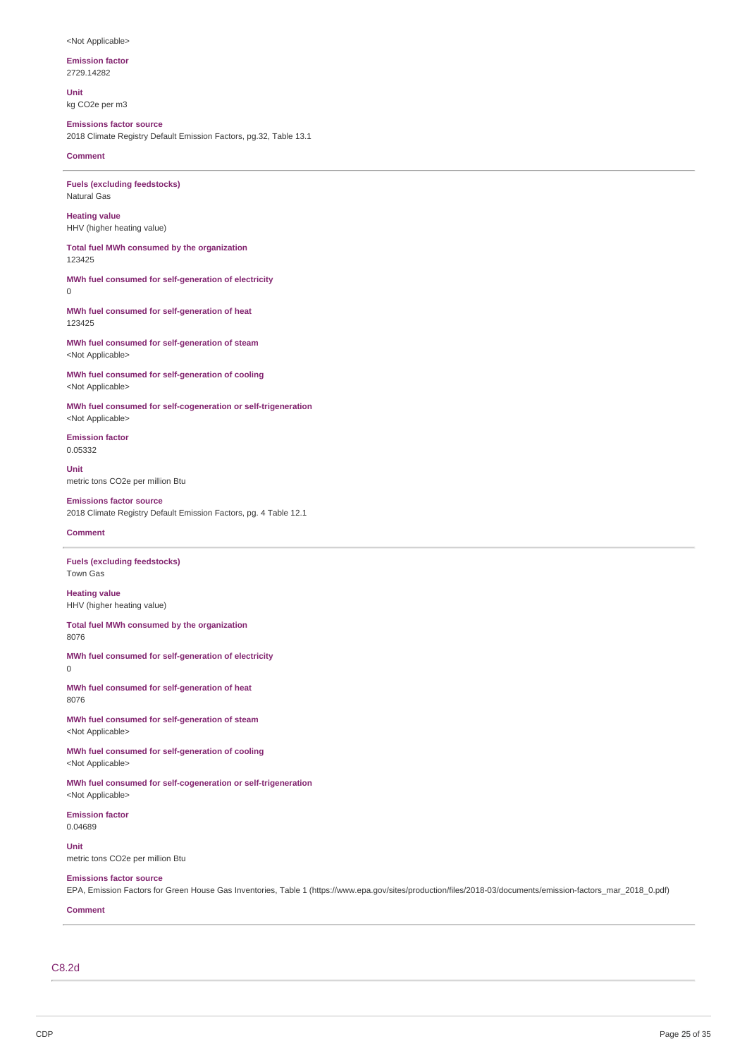<Not Applicable>

**Emission factor**
2729.14282

**Unit**
kg CO2e per m3

**Emissions factor source**
2018 Climate Registry Default Emission Factors, pg.32, Table 13.1

**Comment**

---

**Fuels (excluding feedstocks)**
Natural Gas

**Heating value**
HHV (higher heating value)

**Total fuel MWh consumed by the organization**
123425

**MWh fuel consumed for self-generation of electricity**
0

**MWh fuel consumed for self-generation of heat**
123425

**MWh fuel consumed for self-generation of steam**
<Not Applicable>

**MWh fuel consumed for self-generation of cooling**
<Not Applicable>

**MWh fuel consumed for self-cogeneration or self-trigeneration**
<Not Applicable>

**Emission factor**
0.05332

**Unit**
metric tons CO2e per million Btu

**Emissions factor source**
2018 Climate Registry Default Emission Factors, pg. 4 Table 12.1

**Comment**

---

**Fuels (excluding feedstocks)**
Town Gas

**Heating value**
HHV (higher heating value)

**Total fuel MWh consumed by the organization**
8076

**MWh fuel consumed for self-generation of electricity**
0

**MWh fuel consumed for self-generation of heat**
8076

**MWh fuel consumed for self-generation of steam**
<Not Applicable>

**MWh fuel consumed for self-generation of cooling**
<Not Applicable>

**MWh fuel consumed for self-cogeneration or self-trigeneration**
<Not Applicable>

**Emission factor**
0.04689

**Unit**
metric tons CO2e per million Btu

**Emissions factor source**
EPA, Emission Factors for Green House Gas Inventories, Table 1 (https://www.epa.gov/sites/production/files/2018-03/documents/emission-factors_mar_2018_0.pdf)

**Comment**

---

## C8.2d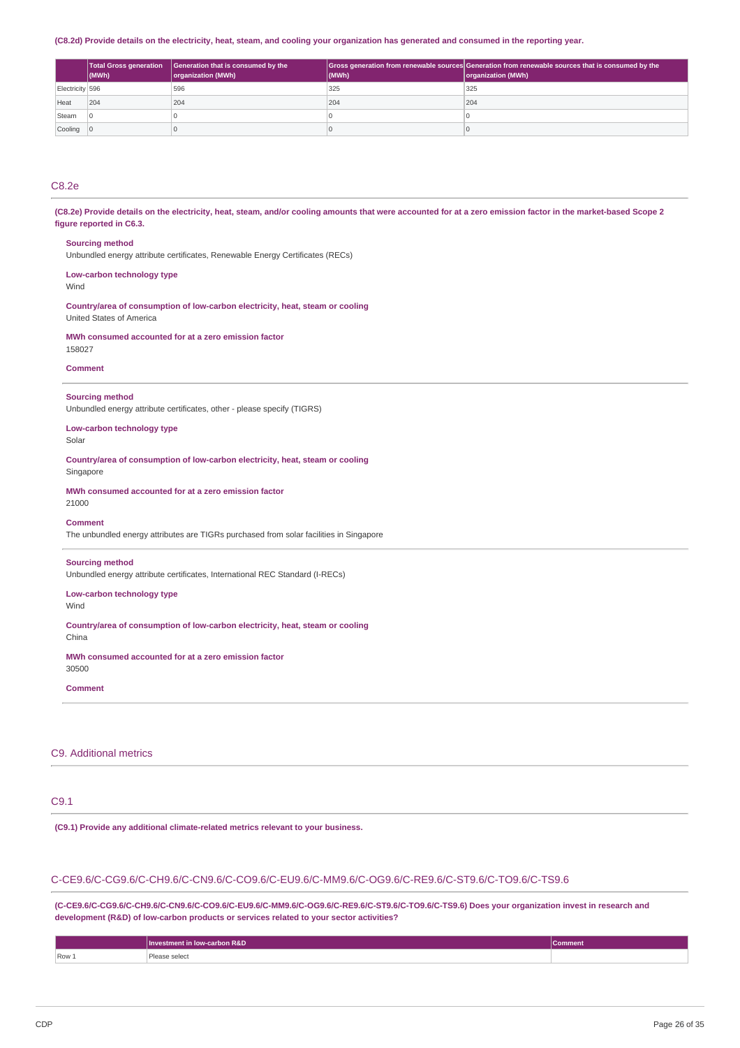(C8.2d) Provide details on the electricity, heat, steam, and cooling your organization has generated and consumed in the reporting year.

| | Total Gross generation (MWh) | Generation that is consumed by the organization (MWh) | Gross generation from renewable sources (MWh) | Generation from renewable sources that is consumed by the organization (MWh) |
|---|---|---|---|---|
| Electricity | 596 | 596 | 325 | 325 |
| Heat | 204 | 204 | 204 | 204 |
| Steam | 0 | 0 | 0 | 0 |
| Cooling | 0 | 0 | 0 | 0 |

## C8.2e

**(C8.2e) Provide details on the electricity, heat, steam, and/or cooling amounts that were accounted for at a zero emission factor in the market-based Scope 2 figure reported in C6.3.**

**Sourcing method**
Unbundled energy attribute certificates, Renewable Energy Certificates (RECs)

**Low-carbon technology type**
Wind

**Country/area of consumption of low-carbon electricity, heat, steam or cooling**
United States of America

**MWh consumed accounted for at a zero emission factor**
158027

**Comment**

---

**Sourcing method**
Unbundled energy attribute certificates, other - please specify (TIGRS)

**Low-carbon technology type**
Solar

**Country/area of consumption of low-carbon electricity, heat, steam or cooling**
Singapore

**MWh consumed accounted for at a zero emission factor**
21000

**Comment**
The unbundled energy attributes are TIGRs purchased from solar facilities in Singapore

---

**Sourcing method**
Unbundled energy attribute certificates, International REC Standard (I-RECs)

**Low-carbon technology type**
Wind

**Country/area of consumption of low-carbon electricity, heat, steam or cooling**
China

**MWh consumed accounted for at a zero emission factor**
30500

**Comment**

---

## C9. Additional metrics

## C9.1

**(C9.1) Provide any additional climate-related metrics relevant to your business.**

## C-CE9.6/C-CG9.6/C-CH9.6/C-CN9.6/C-CO9.6/C-EU9.6/C-MM9.6/C-OG9.6/C-RE9.6/C-ST9.6/C-TO9.6/C-TS9.6

**(C-CE9.6/C-CG9.6/C-CH9.6/C-CN9.6/C-CO9.6/C-EU9.6/C-MM9.6/C-OG9.6/C-RE9.6/C-ST9.6/C-TO9.6/C-TS9.6) Does your organization invest in research and development (R&D) of low-carbon products or services related to your sector activities?**

| | Investment in low-carbon R&D | Comment |
|---|---|---|
| Row 1 | Please select | |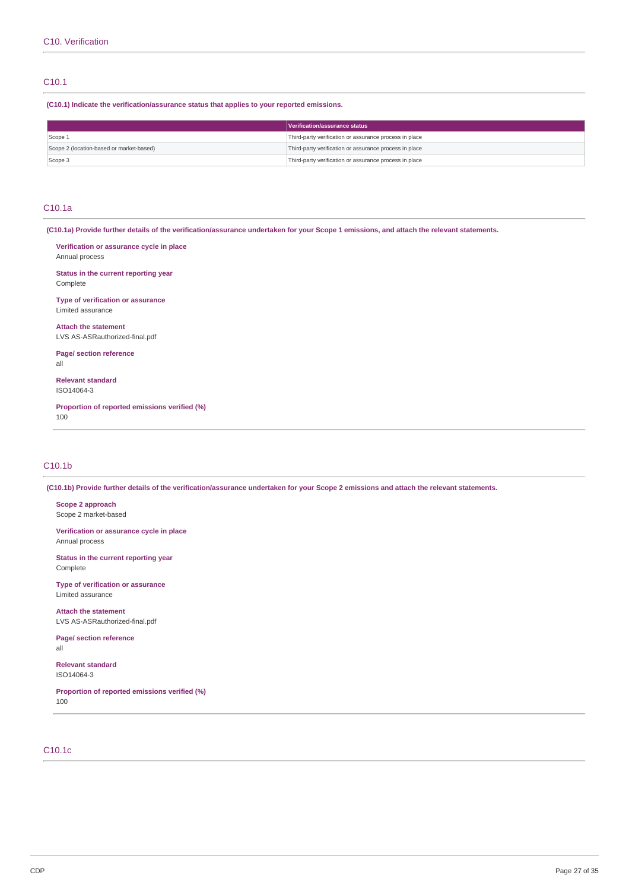## C10. Verification

### C10.1

**(C10.1) Indicate the verification/assurance status that applies to your reported emissions.**

| | Verification/assurance status |
|---|---|
| Scope 1 | Third-party verification or assurance process in place |
| Scope 2 (location-based or market-based) | Third-party verification or assurance process in place |
| Scope 3 | Third-party verification or assurance process in place |

### C10.1a

**(C10.1a) Provide further details of the verification/assurance undertaken for your Scope 1 emissions, and attach the relevant statements.**

**Verification or assurance cycle in place**
Annual process

**Status in the current reporting year**
Complete

**Type of verification or assurance**
Limited assurance

**Attach the statement**
LVS AS-ASRauthorized-final.pdf

**Page/ section reference**
all

**Relevant standard**
ISO14064-3

**Proportion of reported emissions verified (%)**
100

### C10.1b

**(C10.1b) Provide further details of the verification/assurance undertaken for your Scope 2 emissions and attach the relevant statements.**

**Scope 2 approach**
Scope 2 market-based

**Verification or assurance cycle in place**
Annual process

**Status in the current reporting year**
Complete

**Type of verification or assurance**
Limited assurance

**Attach the statement**
LVS AS-ASRauthorized-final.pdf

**Page/ section reference**
all

**Relevant standard**
ISO14064-3

**Proportion of reported emissions verified (%)**
100

### C10.1c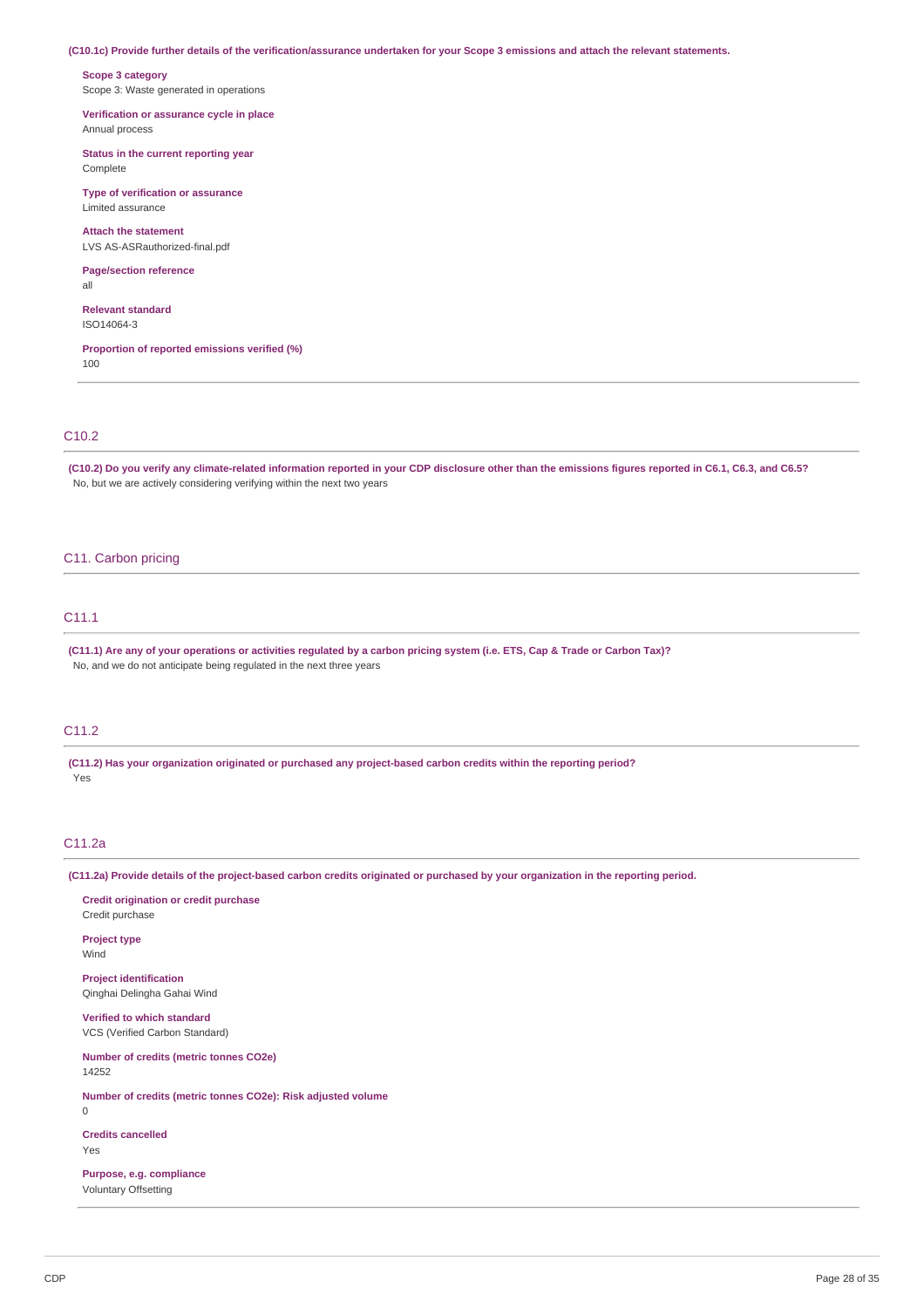**(C10.1c) Provide further details of the verification/assurance undertaken for your Scope 3 emissions and attach the relevant statements.**

**Scope 3 category**
Scope 3: Waste generated in operations

**Verification or assurance cycle in place**
Annual process

**Status in the current reporting year**
Complete

**Type of verification or assurance**
Limited assurance

**Attach the statement**
LVS AS-ASRauthorized-final.pdf

**Page/section reference**
all

**Relevant standard**
ISO14064-3

**Proportion of reported emissions verified (%)**
100

## C10.2

**(C10.2) Do you verify any climate-related information reported in your CDP disclosure other than the emissions figures reported in C6.1, C6.3, and C6.5?**
No, but we are actively considering verifying within the next two years

# C11. Carbon pricing

## C11.1

**(C11.1) Are any of your operations or activities regulated by a carbon pricing system (i.e. ETS, Cap & Trade or Carbon Tax)?**
No, and we do not anticipate being regulated in the next three years

## C11.2

**(C11.2) Has your organization originated or purchased any project-based carbon credits within the reporting period?**
Yes

## C11.2a

**(C11.2a) Provide details of the project-based carbon credits originated or purchased by your organization in the reporting period.**

**Credit origination or credit purchase**
Credit purchase

**Project type**
Wind

**Project identification**
Qinghai Delingha Gahai Wind

**Verified to which standard**
VCS (Verified Carbon Standard)

**Number of credits (metric tonnes CO2e)**
14252

**Number of credits (metric tonnes CO2e): Risk adjusted volume**
0

**Credits cancelled**
Yes

**Purpose, e.g. compliance**
Voluntary Offsetting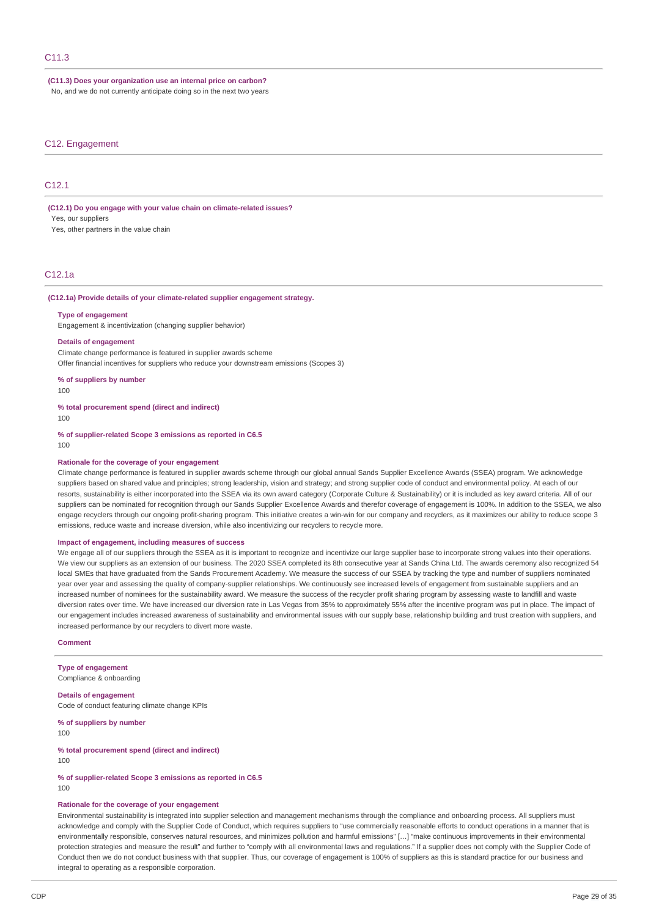## C11.3

**(C11.3) Does your organization use an internal price on carbon?**

No, and we do not currently anticipate doing so in the next two years

# C12. Engagement

## C12.1

**(C12.1) Do you engage with your value chain on climate-related issues?**

Yes, our suppliers

Yes, other partners in the value chain

## C12.1a

**(C12.1a) Provide details of your climate-related supplier engagement strategy.**

**Type of engagement**

Engagement & incentivization (changing supplier behavior)

**Details of engagement**

Climate change performance is featured in supplier awards scheme

Offer financial incentives for suppliers who reduce your downstream emissions (Scopes 3)

**% of suppliers by number**

100

**% total procurement spend (direct and indirect)**

100

**% of supplier-related Scope 3 emissions as reported in C6.5**

100

**Rationale for the coverage of your engagement**

Climate change performance is featured in supplier awards scheme through our global annual Sands Supplier Excellence Awards (SSEA) program. We acknowledge suppliers based on shared value and principles; strong leadership, vision and strategy; and strong supplier code of conduct and environmental policy. At each of our resorts, sustainability is either incorporated into the SSEA via its own award category (Corporate Culture & Sustainability) or it is included as key award criteria. All of our suppliers can be nominated for recognition through our Sands Supplier Excellence Awards and therefor coverage of engagement is 100%. In addition to the SSEA, we also engage recyclers through our ongoing profit-sharing program. This initiative creates a win-win for our company and recyclers, as it maximizes our ability to reduce scope 3 emissions, reduce waste and increase diversion, while also incentivizing our recyclers to recycle more.

**Impact of engagement, including measures of success**

We engage all of our suppliers through the SSEA as it is important to recognize and incentivize our large supplier base to incorporate strong values into their operations. We view our suppliers as an extension of our business. The 2020 SSEA completed its 8th consecutive year at Sands China Ltd. The awards ceremony also recognized 54 local SMEs that have graduated from the Sands Procurement Academy. We measure the success of our SSEA by tracking the type and number of suppliers nominated year over year and assessing the quality of company-supplier relationships. We continuously see increased levels of engagement from sustainable suppliers and an increased number of nominees for the sustainability award. We measure the success of the recycler profit sharing program by assessing waste to landfill and waste diversion rates over time. We have increased our diversion rate in Las Vegas from 35% to approximately 55% after the incentive program was put in place. The impact of our engagement includes increased awareness of sustainability and environmental issues with our supply base, relationship building and trust creation with suppliers, and increased performance by our recyclers to divert more waste.

**Comment**

---

**Type of engagement**

Compliance & onboarding

**Details of engagement**

Code of conduct featuring climate change KPIs

**% of suppliers by number**

100

**% total procurement spend (direct and indirect)**

100

**% of supplier-related Scope 3 emissions as reported in C6.5**

100

**Rationale for the coverage of your engagement**

Environmental sustainability is integrated into supplier selection and management mechanisms through the compliance and onboarding process. All suppliers must acknowledge and comply with the Supplier Code of Conduct, which requires suppliers to "use commercially reasonable efforts to conduct operations in a manner that is environmentally responsible, conserves natural resources, and minimizes pollution and harmful emissions" […] "make continuous improvements in their environmental protection strategies and measure the result" and further to "comply with all environmental laws and regulations." If a supplier does not comply with the Supplier Code of Conduct then we do not conduct business with that supplier. Thus, our coverage of engagement is 100% of suppliers as this is standard practice for our business and integral to operating as a responsible corporation.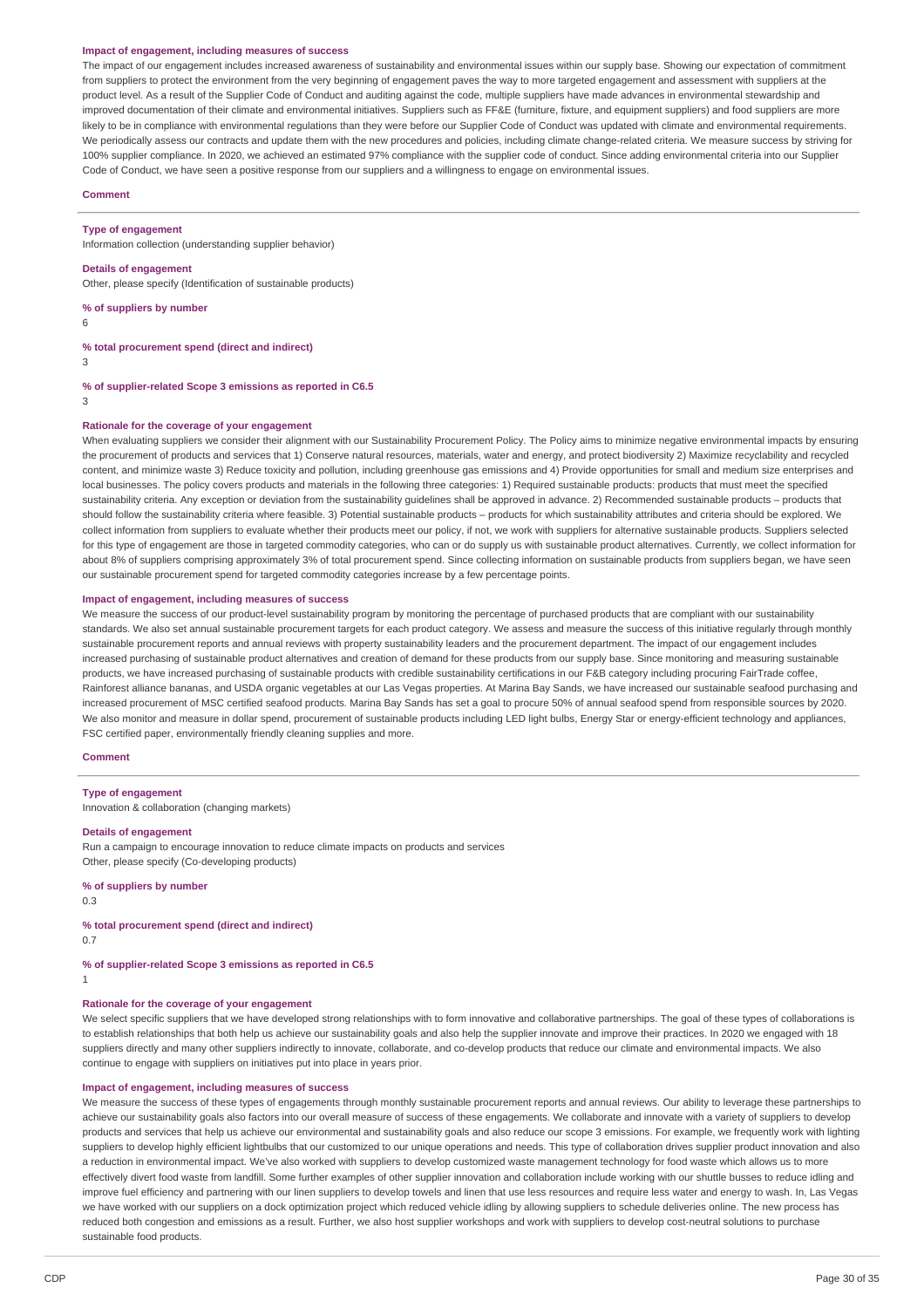**Impact of engagement, including measures of success**

The impact of our engagement includes increased awareness of sustainability and environmental issues within our supply base. Showing our expectation of commitment from suppliers to protect the environment from the very beginning of engagement paves the way to more targeted engagement and assessment with suppliers at the product level. As a result of the Supplier Code of Conduct and auditing against the code, multiple suppliers have made advances in environmental stewardship and improved documentation of their climate and environmental initiatives. Suppliers such as FF&E (furniture, fixture, and equipment suppliers) and food suppliers are more likely to be in compliance with environmental regulations than they were before our Supplier Code of Conduct was updated with climate and environmental requirements. We periodically assess our contracts and update them with the new procedures and policies, including climate change-related criteria. We measure success by striving for 100% supplier compliance. In 2020, we achieved an estimated 97% compliance with the supplier code of conduct. Since adding environmental criteria into our Supplier Code of Conduct, we have seen a positive response from our suppliers and a willingness to engage on environmental issues.

**Comment**

---

**Type of engagement**

Information collection (understanding supplier behavior)

**Details of engagement**

Other, please specify (Identification of sustainable products)

**% of suppliers by number**

6

**% total procurement spend (direct and indirect)**

3

**% of supplier-related Scope 3 emissions as reported in C6.5**

3

**Rationale for the coverage of your engagement**

When evaluating suppliers we consider their alignment with our Sustainability Procurement Policy. The Policy aims to minimize negative environmental impacts by ensuring the procurement of products and services that 1) Conserve natural resources, materials, water and energy, and protect biodiversity 2) Maximize recyclability and recycled content, and minimize waste 3) Reduce toxicity and pollution, including greenhouse gas emissions and 4) Provide opportunities for small and medium size enterprises and local businesses. The policy covers products and materials in the following three categories: 1) Required sustainable products: products that must meet the specified sustainability criteria. Any exception or deviation from the sustainability guidelines shall be approved in advance. 2) Recommended sustainable products – products that should follow the sustainability criteria where feasible. 3) Potential sustainable products – products for which sustainability attributes and criteria should be explored. We collect information from suppliers to evaluate whether their products meet our policy, if not, we work with suppliers for alternative sustainable products. Suppliers selected for this type of engagement are those in targeted commodity categories, who can or do supply us with sustainable product alternatives. Currently, we collect information for about 8% of suppliers comprising approximately 3% of total procurement spend. Since collecting information on sustainable products from suppliers began, we have seen our sustainable procurement spend for targeted commodity categories increase by a few percentage points.

**Impact of engagement, including measures of success**

We measure the success of our product-level sustainability program by monitoring the percentage of purchased products that are compliant with our sustainability standards. We also set annual sustainable procurement targets for each product category. We assess and measure the success of this initiative regularly through monthly sustainable procurement reports and annual reviews with property sustainability leaders and the procurement department. The impact of our engagement includes increased purchasing of sustainable product alternatives and creation of demand for these products from our supply base. Since monitoring and measuring sustainable products, we have increased purchasing of sustainable products with credible sustainability certifications in our F&B category including procuring FairTrade coffee, Rainforest alliance bananas, and USDA organic vegetables at our Las Vegas properties. At Marina Bay Sands, we have increased our sustainable seafood purchasing and increased procurement of MSC certified seafood products. Marina Bay Sands has set a goal to procure 50% of annual seafood spend from responsible sources by 2020. We also monitor and measure in dollar spend, procurement of sustainable products including LED light bulbs, Energy Star or energy-efficient technology and appliances, FSC certified paper, environmentally friendly cleaning supplies and more.

**Comment**

---

**Type of engagement**

Innovation & collaboration (changing markets)

**Details of engagement**

Run a campaign to encourage innovation to reduce climate impacts on products and services

Other, please specify (Co-developing products)

**% of suppliers by number**

0.3

**% total procurement spend (direct and indirect)**

0.7

**% of supplier-related Scope 3 emissions as reported in C6.5**

1

**Rationale for the coverage of your engagement**

We select specific suppliers that we have developed strong relationships with to form innovative and collaborative partnerships. The goal of these types of collaborations is to establish relationships that both help us achieve our sustainability goals and also help the supplier innovate and improve their practices. In 2020 we engaged with 18 suppliers directly and many other suppliers indirectly to innovate, collaborate, and co-develop products that reduce our climate and environmental impacts. We also continue to engage with suppliers on initiatives put into place in years prior.

**Impact of engagement, including measures of success**

We measure the success of these types of engagements through monthly sustainable procurement reports and annual reviews. Our ability to leverage these partnerships to achieve our sustainability goals also factors into our overall measure of success of these engagements. We collaborate and innovate with a variety of suppliers to develop products and services that help us achieve our environmental and sustainability goals and also reduce our scope 3 emissions. For example, we frequently work with lighting suppliers to develop highly efficient lightbulbs that our customized to our unique operations and needs. This type of collaboration drives supplier product innovation and also a reduction in environmental impact. We've also worked with suppliers to develop customized waste management technology for food waste which allows us to more effectively divert food waste from landfill. Some further examples of other supplier innovation and collaboration include working with our shuttle busses to reduce idling and improve fuel efficiency and partnering with our linen suppliers to develop towels and linen that use less resources and require less water and energy to wash. In, Las Vegas we have worked with our suppliers on a dock optimization project which reduced vehicle idling by allowing suppliers to schedule deliveries online. The new process has reduced both congestion and emissions as a result. Further, we also host supplier workshops and work with suppliers to develop cost-neutral solutions to purchase sustainable food products.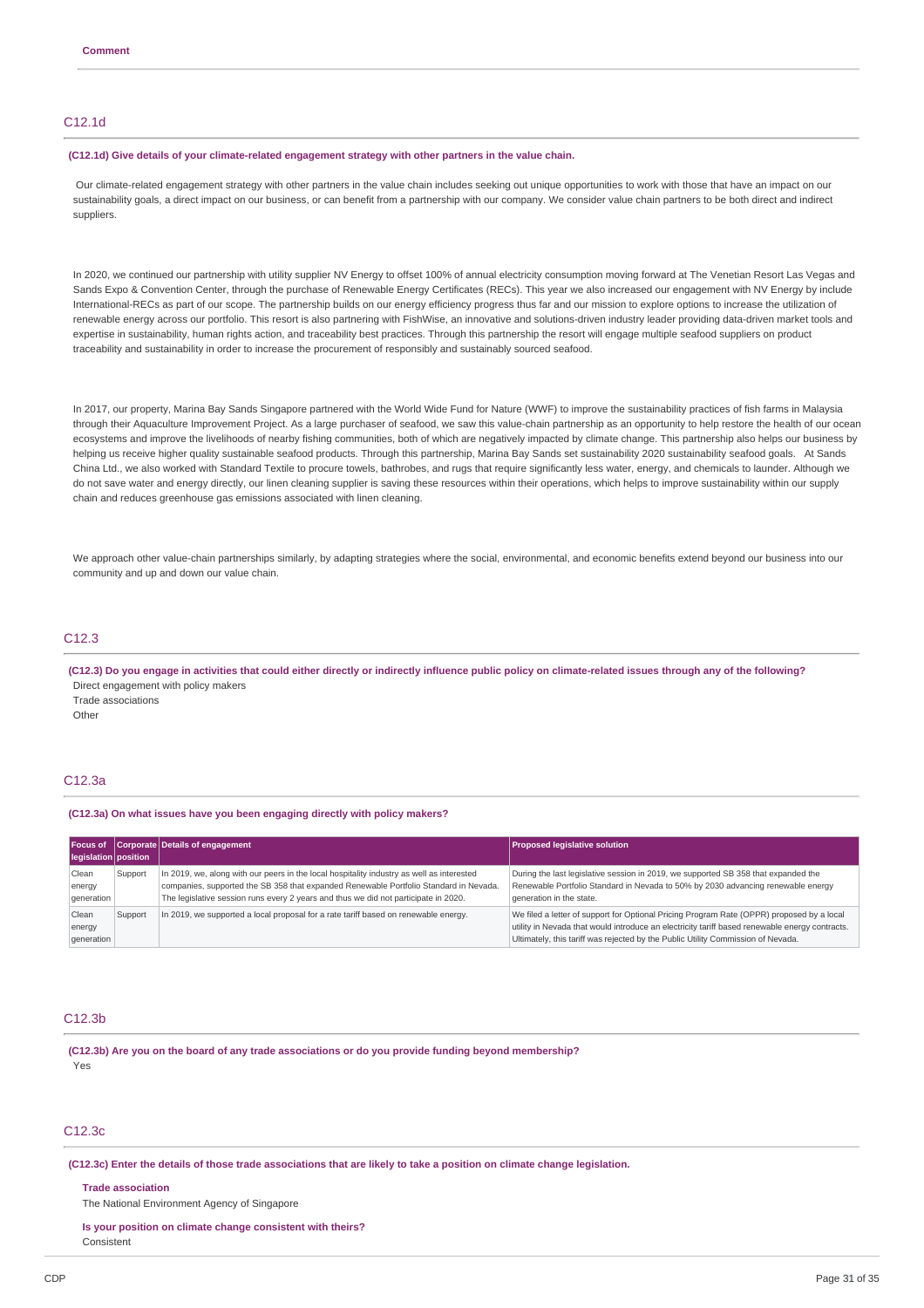**Comment**

## C12.1d

**(C12.1d) Give details of your climate-related engagement strategy with other partners in the value chain.**

Our climate-related engagement strategy with other partners in the value chain includes seeking out unique opportunities to work with those that have an impact on our sustainability goals, a direct impact on our business, or can benefit from a partnership with our company. We consider value chain partners to be both direct and indirect suppliers.

In 2020, we continued our partnership with utility supplier NV Energy to offset 100% of annual electricity consumption moving forward at The Venetian Resort Las Vegas and Sands Expo & Convention Center, through the purchase of Renewable Energy Certificates (RECs). This year we also increased our engagement with NV Energy by include International-RECs as part of our scope. The partnership builds on our energy efficiency progress thus far and our mission to explore options to increase the utilization of renewable energy across our portfolio. This resort is also partnering with FishWise, an innovative and solutions-driven industry leader providing data-driven market tools and expertise in sustainability, human rights action, and traceability best practices. Through this partnership the resort will engage multiple seafood suppliers on product traceability and sustainability in order to increase the procurement of responsibly and sustainably sourced seafood.

In 2017, our property, Marina Bay Sands Singapore partnered with the World Wide Fund for Nature (WWF) to improve the sustainability practices of fish farms in Malaysia through their Aquaculture Improvement Project. As a large purchaser of seafood, we saw this value-chain partnership as an opportunity to help restore the health of our ocean ecosystems and improve the livelihoods of nearby fishing communities, both of which are negatively impacted by climate change. This partnership also helps our business by helping us receive higher quality sustainable seafood products. Through this partnership, Marina Bay Sands set sustainability 2020 sustainability seafood goals. At Sands China Ltd., we also worked with Standard Textile to procure towels, bathrobes, and rugs that require significantly less water, energy, and chemicals to launder. Although we do not save water and energy directly, our linen cleaning supplier is saving these resources within their operations, which helps to improve sustainability within our supply chain and reduces greenhouse gas emissions associated with linen cleaning.

We approach other value-chain partnerships similarly, by adapting strategies where the social, environmental, and economic benefits extend beyond our business into our community and up and down our value chain.

## C12.3

**(C12.3) Do you engage in activities that could either directly or indirectly influence public policy on climate-related issues through any of the following?**

Direct engagement with policy makers
Trade associations
Other

## C12.3a

**(C12.3a) On what issues have you been engaging directly with policy makers?**

| Focus of legislation | Corporate position | Details of engagement | Proposed legislative solution |
|---|---|---|---|
| Clean energy generation | Support | In 2019, we, along with our peers in the local hospitality industry as well as interested companies, supported the SB 358 that expanded Renewable Portfolio Standard in Nevada. The legislative session runs every 2 years and thus we did not participate in 2020. | During the last legislative session in 2019, we supported SB 358 that expanded the Renewable Portfolio Standard in Nevada to 50% by 2030 advancing renewable energy generation in the state. |
| Clean energy generation | Support | In 2019, we supported a local proposal for a rate tariff based on renewable energy. | We filed a letter of support for Optional Pricing Program Rate (OPPR) proposed by a local utility in Nevada that would introduce an electricity tariff based renewable energy contracts. Ultimately, this tariff was rejected by the Public Utility Commission of Nevada. |

## C12.3b

**(C12.3b) Are you on the board of any trade associations or do you provide funding beyond membership?**

Yes

## C12.3c

**(C12.3c) Enter the details of those trade associations that are likely to take a position on climate change legislation.**

**Trade association**

The National Environment Agency of Singapore

**Is your position on climate change consistent with theirs?**

Consistent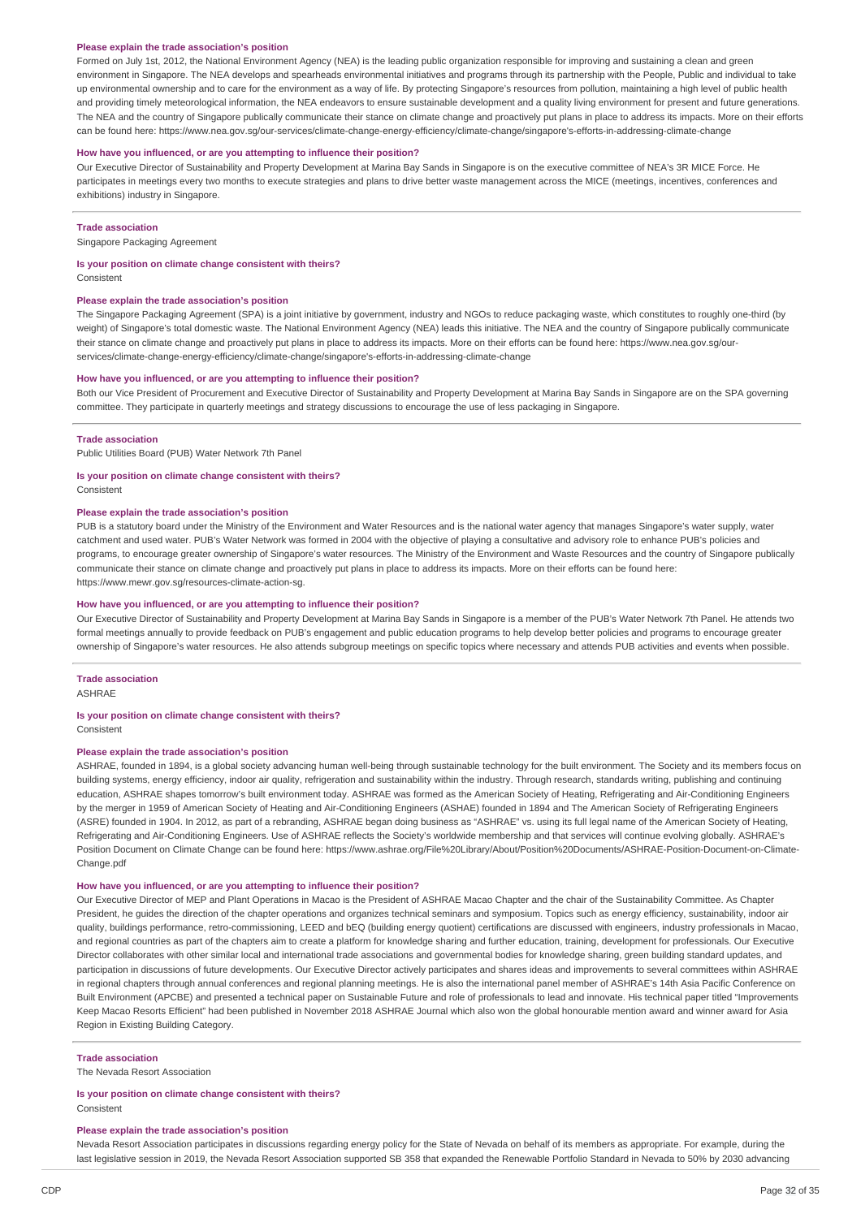**Please explain the trade association's position**

Formed on July 1st, 2012, the National Environment Agency (NEA) is the leading public organization responsible for improving and sustaining a clean and green environment in Singapore. The NEA develops and spearheads environmental initiatives and programs through its partnership with the People, Public and individual to take up environmental ownership and to care for the environment as a way of life. By protecting Singapore's resources from pollution, maintaining a high level of public health and providing timely meteorological information, the NEA endeavors to ensure sustainable development and a quality living environment for present and future generations. The NEA and the country of Singapore publically communicate their stance on climate change and proactively put plans in place to address its impacts. More on their efforts can be found here: https://www.nea.gov.sg/our-services/climate-change-energy-efficiency/climate-change/singapore's-efforts-in-addressing-climate-change

**How have you influenced, or are you attempting to influence their position?**

Our Executive Director of Sustainability and Property Development at Marina Bay Sands in Singapore is on the executive committee of NEA's 3R MICE Force. He participates in meetings every two months to execute strategies and plans to drive better waste management across the MICE (meetings, incentives, conferences and exhibitions) industry in Singapore.

---

**Trade association**

Singapore Packaging Agreement

**Is your position on climate change consistent with theirs?**

Consistent

**Please explain the trade association's position**

The Singapore Packaging Agreement (SPA) is a joint initiative by government, industry and NGOs to reduce packaging waste, which constitutes to roughly one-third (by weight) of Singapore's total domestic waste. The National Environment Agency (NEA) leads this initiative. The NEA and the country of Singapore publically communicate their stance on climate change and proactively put plans in place to address its impacts. More on their efforts can be found here: https://www.nea.gov.sg/our-services/climate-change-energy-efficiency/climate-change/singapore's-efforts-in-addressing-climate-change

**How have you influenced, or are you attempting to influence their position?**

Both our Vice President of Procurement and Executive Director of Sustainability and Property Development at Marina Bay Sands in Singapore are on the SPA governing committee. They participate in quarterly meetings and strategy discussions to encourage the use of less packaging in Singapore.

---

**Trade association**

Public Utilities Board (PUB) Water Network 7th Panel

**Is your position on climate change consistent with theirs?**

Consistent

**Please explain the trade association's position**

PUB is a statutory board under the Ministry of the Environment and Water Resources and is the national water agency that manages Singapore's water supply, water catchment and used water. PUB's Water Network was formed in 2004 with the objective of playing a consultative and advisory role to enhance PUB's policies and programs, to encourage greater ownership of Singapore's water resources. The Ministry of the Environment and Waste Resources and the country of Singapore publically communicate their stance on climate change and proactively put plans in place to address its impacts. More on their efforts can be found here: https://www.mewr.gov.sg/resources-climate-action-sg.

**How have you influenced, or are you attempting to influence their position?**

Our Executive Director of Sustainability and Property Development at Marina Bay Sands in Singapore is a member of the PUB's Water Network 7th Panel. He attends two formal meetings annually to provide feedback on PUB's engagement and public education programs to help develop better policies and programs to encourage greater ownership of Singapore's water resources. He also attends subgroup meetings on specific topics where necessary and attends PUB activities and events when possible.

---

**Trade association**

ASHRAE

**Is your position on climate change consistent with theirs?**

Consistent

**Please explain the trade association's position**

ASHRAE, founded in 1894, is a global society advancing human well-being through sustainable technology for the built environment. The Society and its members focus on building systems, energy efficiency, indoor air quality, refrigeration and sustainability within the industry. Through research, standards writing, publishing and continuing education, ASHRAE shapes tomorrow's built environment today. ASHRAE was formed as the American Society of Heating, Refrigerating and Air-Conditioning Engineers by the merger in 1959 of American Society of Heating and Air-Conditioning Engineers (ASHAE) founded in 1894 and The American Society of Refrigerating Engineers (ASRE) founded in 1904. In 2012, as part of a rebranding, ASHRAE began doing business as "ASHRAE" vs. using its full legal name of the American Society of Heating, Refrigerating and Air-Conditioning Engineers. Use of ASHRAE reflects the Society's worldwide membership and that services will continue evolving globally. ASHRAE's Position Document on Climate Change can be found here: https://www.ashrae.org/File%20Library/About/Position%20Documents/ASHRAE-Position-Document-on-Climate-Change.pdf

**How have you influenced, or are you attempting to influence their position?**

Our Executive Director of MEP and Plant Operations in Macao is the President of ASHRAE Macao Chapter and the chair of the Sustainability Committee. As Chapter President, he guides the direction of the chapter operations and organizes technical seminars and symposium. Topics such as energy efficiency, sustainability, indoor air quality, buildings performance, retro-commissioning, LEED and bEQ (building energy quotient) certifications are discussed with engineers, industry professionals in Macao, and regional countries as part of the chapters aim to create a platform for knowledge sharing and further education, training, development for professionals. Our Executive Director collaborates with other similar local and international trade associations and governmental bodies for knowledge sharing, green building standard updates, and participation in discussions of future developments. Our Executive Director actively participates and shares ideas and improvements to several committees within ASHRAE in regional chapters through annual conferences and regional planning meetings. He is also the international panel member of ASHRAE's 14th Asia Pacific Conference on Built Environment (APCBE) and presented a technical paper on Sustainable Future and role of professionals to lead and innovate. His technical paper titled "Improvements Keep Macao Resorts Efficient" had been published in November 2018 ASHRAE Journal which also won the global honourable mention award and winner award for Asia Region in Existing Building Category.

---

**Trade association**

The Nevada Resort Association

**Is your position on climate change consistent with theirs?**

Consistent

**Please explain the trade association's position**

Nevada Resort Association participates in discussions regarding energy policy for the State of Nevada on behalf of its members as appropriate. For example, during the last legislative session in 2019, the Nevada Resort Association supported SB 358 that expanded the Renewable Portfolio Standard in Nevada to 50% by 2030 advancing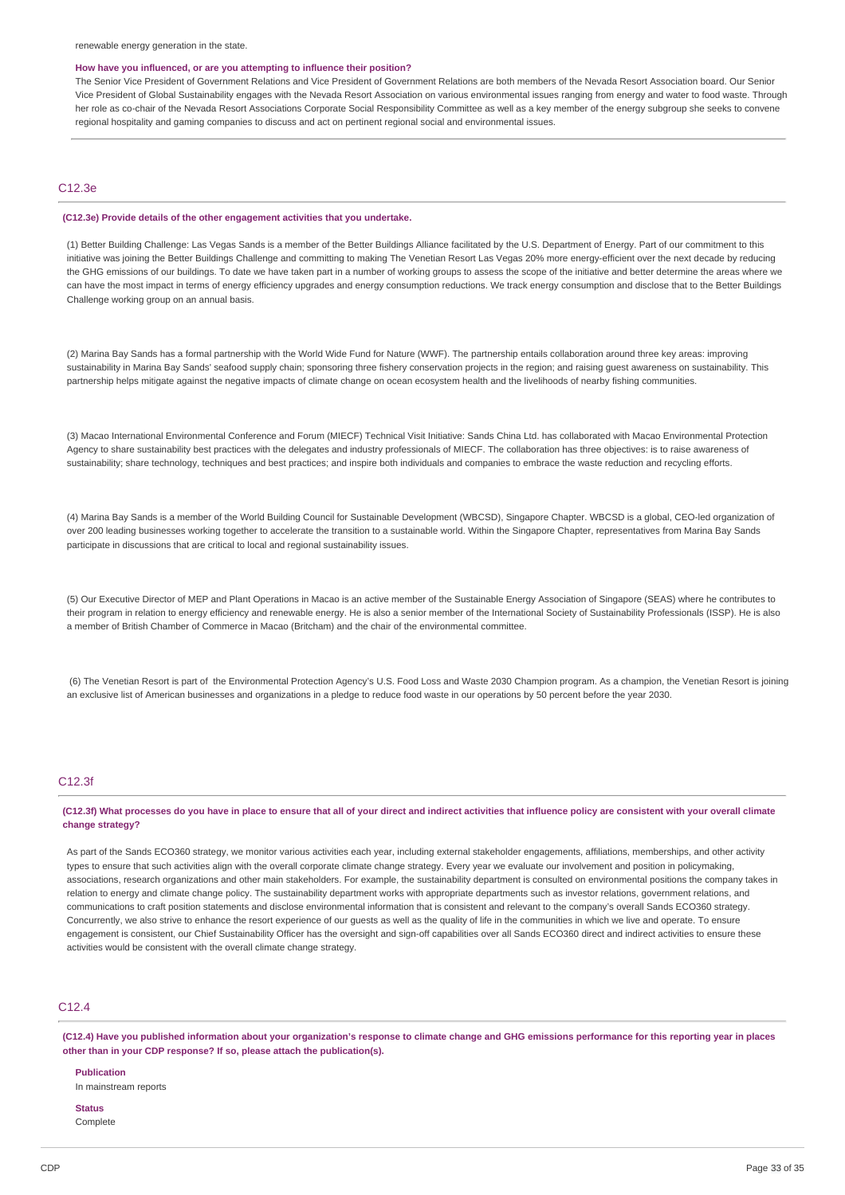renewable energy generation in the state.

**How have you influenced, or are you attempting to influence their position?**

The Senior Vice President of Government Relations and Vice President of Government Relations are both members of the Nevada Resort Association board. Our Senior Vice President of Global Sustainability engages with the Nevada Resort Association on various environmental issues ranging from energy and water to food waste. Through her role as co-chair of the Nevada Resort Associations Corporate Social Responsibility Committee as well as a key member of the energy subgroup she seeks to convene regional hospitality and gaming companies to discuss and act on pertinent regional social and environmental issues.

## C12.3e

**(C12.3e) Provide details of the other engagement activities that you undertake.**

(1) Better Building Challenge: Las Vegas Sands is a member of the Better Buildings Alliance facilitated by the U.S. Department of Energy. Part of our commitment to this initiative was joining the Better Buildings Challenge and committing to making The Venetian Resort Las Vegas 20% more energy-efficient over the next decade by reducing the GHG emissions of our buildings. To date we have taken part in a number of working groups to assess the scope of the initiative and better determine the areas where we can have the most impact in terms of energy efficiency upgrades and energy consumption reductions. We track energy consumption and disclose that to the Better Buildings Challenge working group on an annual basis.

(2) Marina Bay Sands has a formal partnership with the World Wide Fund for Nature (WWF). The partnership entails collaboration around three key areas: improving sustainability in Marina Bay Sands' seafood supply chain; sponsoring three fishery conservation projects in the region; and raising guest awareness on sustainability. This partnership helps mitigate against the negative impacts of climate change on ocean ecosystem health and the livelihoods of nearby fishing communities.

(3) Macao International Environmental Conference and Forum (MIECF) Technical Visit Initiative: Sands China Ltd. has collaborated with Macao Environmental Protection Agency to share sustainability best practices with the delegates and industry professionals of MIECF. The collaboration has three objectives: is to raise awareness of sustainability; share technology, techniques and best practices; and inspire both individuals and companies to embrace the waste reduction and recycling efforts.

(4) Marina Bay Sands is a member of the World Building Council for Sustainable Development (WBCSD), Singapore Chapter. WBCSD is a global, CEO-led organization of over 200 leading businesses working together to accelerate the transition to a sustainable world. Within the Singapore Chapter, representatives from Marina Bay Sands participate in discussions that are critical to local and regional sustainability issues.

(5) Our Executive Director of MEP and Plant Operations in Macao is an active member of the Sustainable Energy Association of Singapore (SEAS) where he contributes to their program in relation to energy efficiency and renewable energy. He is also a senior member of the International Society of Sustainability Professionals (ISSP). He is also a member of British Chamber of Commerce in Macao (Britcham) and the chair of the environmental committee.

(6) The Venetian Resort is part of the Environmental Protection Agency's U.S. Food Loss and Waste 2030 Champion program. As a champion, the Venetian Resort is joining an exclusive list of American businesses and organizations in a pledge to reduce food waste in our operations by 50 percent before the year 2030.

## C12.3f

**(C12.3f) What processes do you have in place to ensure that all of your direct and indirect activities that influence policy are consistent with your overall climate change strategy?**

As part of the Sands ECO360 strategy, we monitor various activities each year, including external stakeholder engagements, affiliations, memberships, and other activity types to ensure that such activities align with the overall corporate climate change strategy. Every year we evaluate our involvement and position in policymaking, associations, research organizations and other main stakeholders. For example, the sustainability department is consulted on environmental positions the company takes in relation to energy and climate change policy. The sustainability department works with appropriate departments such as investor relations, government relations, and communications to craft position statements and disclose environmental information that is consistent and relevant to the company's overall Sands ECO360 strategy. Concurrently, we also strive to enhance the resort experience of our guests as well as the quality of life in the communities in which we live and operate. To ensure engagement is consistent, our Chief Sustainability Officer has the oversight and sign-off capabilities over all Sands ECO360 direct and indirect activities to ensure these activities would be consistent with the overall climate change strategy.

## C12.4

**(C12.4) Have you published information about your organization's response to climate change and GHG emissions performance for this reporting year in places other than in your CDP response? If so, please attach the publication(s).**

**Publication**
In mainstream reports

**Status**
Complete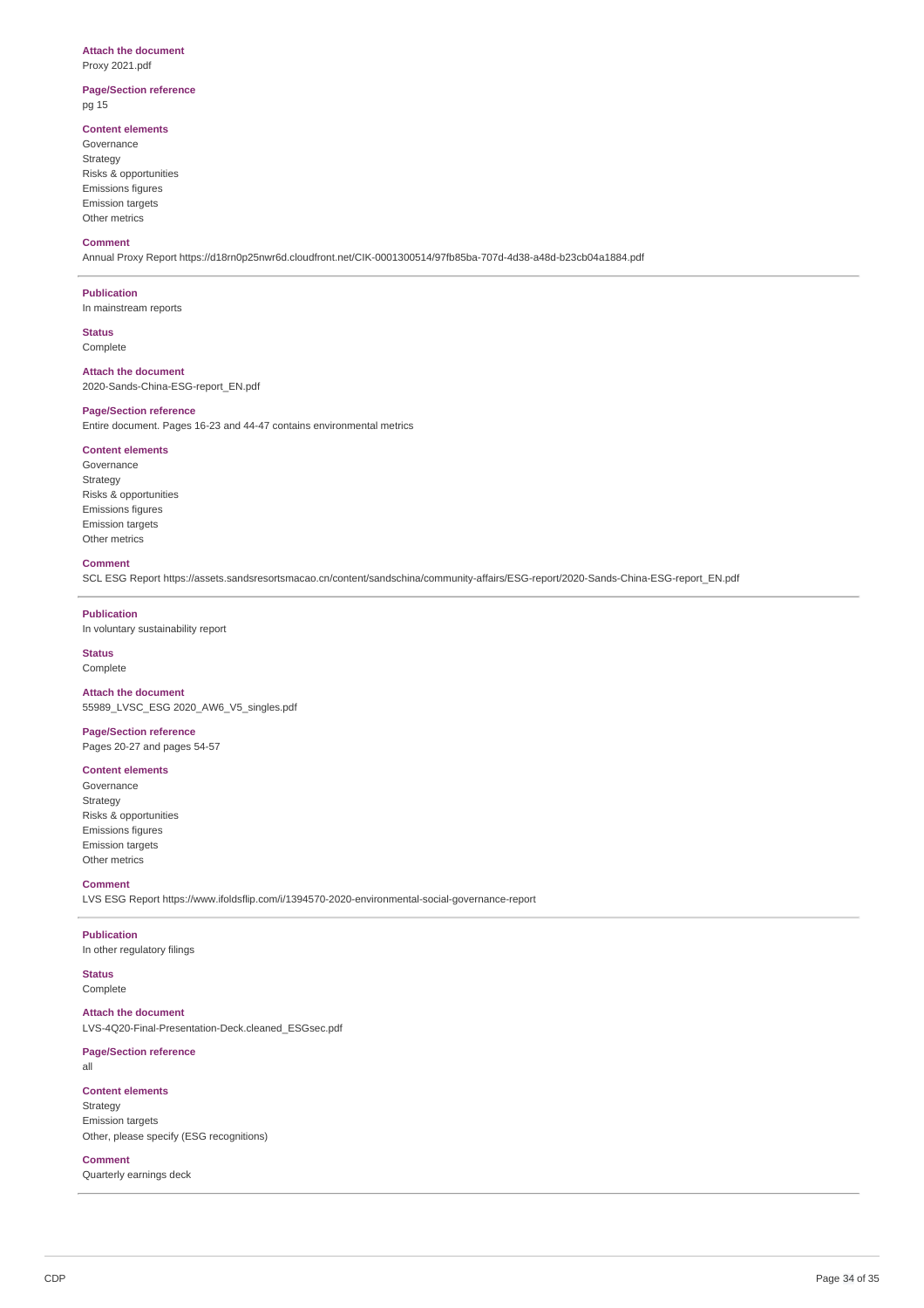**Attach the document**

Proxy 2021.pdf

**Page/Section reference**

pg 15

**Content elements**

Governance
Strategy
Risks & opportunities
Emissions figures
Emission targets
Other metrics

**Comment**

Annual Proxy Report https://d18rn0p25nwr6d.cloudfront.net/CIK-0001300514/97fb85ba-707d-4d38-a48d-b23cb04a1884.pdf

---

**Publication**

In mainstream reports

**Status**

Complete

**Attach the document**

2020-Sands-China-ESG-report_EN.pdf

**Page/Section reference**

Entire document. Pages 16-23 and 44-47 contains environmental metrics

**Content elements**

Governance
Strategy
Risks & opportunities
Emissions figures
Emission targets
Other metrics

**Comment**

SCL ESG Report https://assets.sandsresortsmacao.cn/content/sandschina/community-affairs/ESG-report/2020-Sands-China-ESG-report_EN.pdf

---

**Publication**

In voluntary sustainability report

**Status**

Complete

**Attach the document**

55989_LVSC_ESG 2020_AW6_V5_singles.pdf

**Page/Section reference**

Pages 20-27 and pages 54-57

**Content elements**

Governance
Strategy
Risks & opportunities
Emissions figures
Emission targets
Other metrics

**Comment**

LVS ESG Report https://www.ifoldsflip.com/i/1394570-2020-environmental-social-governance-report

---

**Publication**

In other regulatory filings

**Status**

Complete

**Attach the document**

LVS-4Q20-Final-Presentation-Deck.cleaned_ESGsec.pdf

**Page/Section reference**

all

**Content elements**

Strategy
Emission targets
Other, please specify (ESG recognitions)

**Comment**

Quarterly earnings deck

---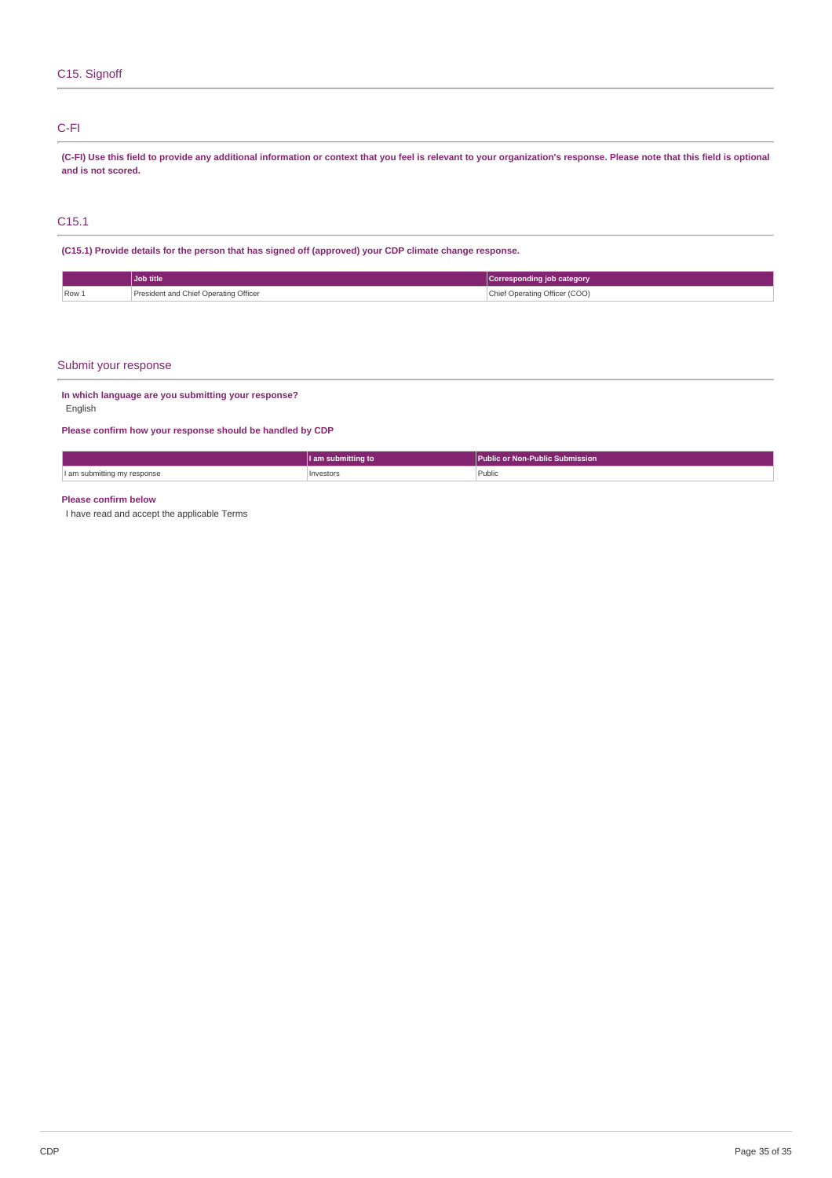## C15. Signoff

### C-FI

**(C-FI) Use this field to provide any additional information or context that you feel is relevant to your organization's response. Please note that this field is optional and is not scored.**

### C15.1

**(C15.1) Provide details for the person that has signed off (approved) your CDP climate change response.**

| | Job title | Corresponding job category |
|---|---|---|
| Row 1 | President and Chief Operating Officer | Chief Operating Officer (COO) |

## Submit your response

**In which language are you submitting your response?**

English

**Please confirm how your response should be handled by CDP**

| | I am submitting to | Public or Non-Public Submission |
|---|---|---|
| I am submitting my response | Investors | Public |

**Please confirm below**

I have read and accept the applicable Terms